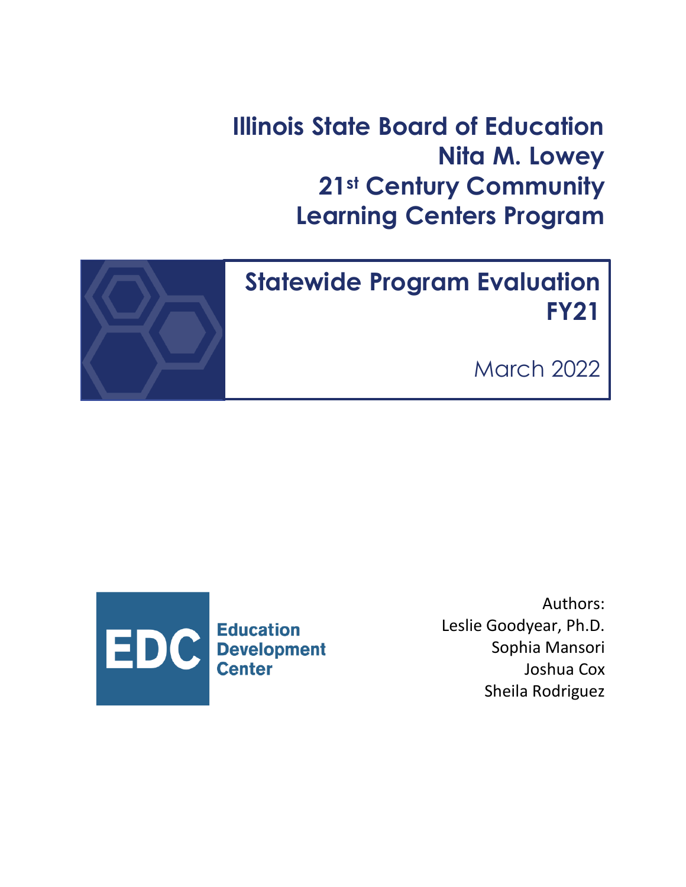# Illinois State Board of Education
# Nita M. Lowey
# 21st Century Community Learning Centers Program

## Statewide Program Evaluation FY21

March 2022

EDC Education Development Center

Authors:
Leslie Goodyear, Ph.D.
Sophia Mansori
Joshua Cox
Sheila Rodriguez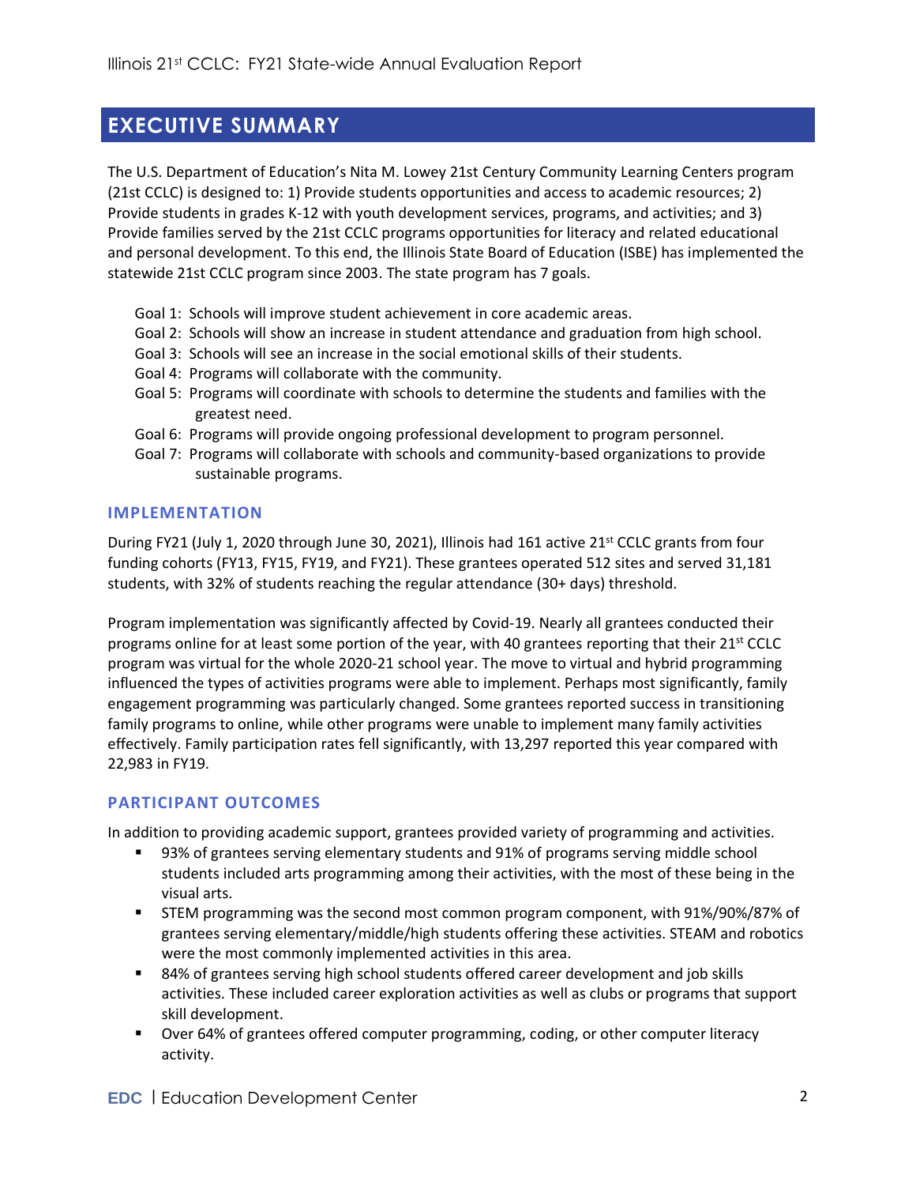# EXECUTIVE SUMMARY

The U.S. Department of Education's Nita M. Lowey 21st Century Community Learning Centers program (21st CCLC) is designed to: 1) Provide students opportunities and access to academic resources; 2) Provide students in grades K-12 with youth development services, programs, and activities; and 3) Provide families served by the 21st CCLC programs opportunities for literacy and related educational and personal development. To this end, the Illinois State Board of Education (ISBE) has implemented the statewide 21st CCLC program since 2003. The state program has 7 goals.

- Goal 1: Schools will improve student achievement in core academic areas.
- Goal 2: Schools will show an increase in student attendance and graduation from high school.
- Goal 3: Schools will see an increase in the social emotional skills of their students.
- Goal 4: Programs will collaborate with the community.
- Goal 5: Programs will coordinate with schools to determine the students and families with the greatest need.
- Goal 6: Programs will provide ongoing professional development to program personnel.
- Goal 7: Programs will collaborate with schools and community-based organizations to provide sustainable programs.

## IMPLEMENTATION

During FY21 (July 1, 2020 through June 30, 2021), Illinois had 161 active 21st CCLC grants from four funding cohorts (FY13, FY15, FY19, and FY21). These grantees operated 512 sites and served 31,181 students, with 32% of students reaching the regular attendance (30+ days) threshold.

Program implementation was significantly affected by Covid-19. Nearly all grantees conducted their programs online for at least some portion of the year, with 40 grantees reporting that their 21st CCLC program was virtual for the whole 2020-21 school year. The move to virtual and hybrid programming influenced the types of activities programs were able to implement. Perhaps most significantly, family engagement programming was particularly changed. Some grantees reported success in transitioning family programs to online, while other programs were unable to implement many family activities effectively. Family participation rates fell significantly, with 13,297 reported this year compared with 22,983 in FY19.

## PARTICIPANT OUTCOMES

In addition to providing academic support, grantees provided variety of programming and activities.

- 93% of grantees serving elementary students and 91% of programs serving middle school students included arts programming among their activities, with the most of these being in the visual arts.
- STEM programming was the second most common program component, with 91%/90%/87% of grantees serving elementary/middle/high students offering these activities. STEAM and robotics were the most commonly implemented activities in this area.
- 84% of grantees serving high school students offered career development and job skills activities. These included career exploration activities as well as clubs or programs that support skill development.
- Over 64% of grantees offered computer programming, coding, or other computer literacy activity.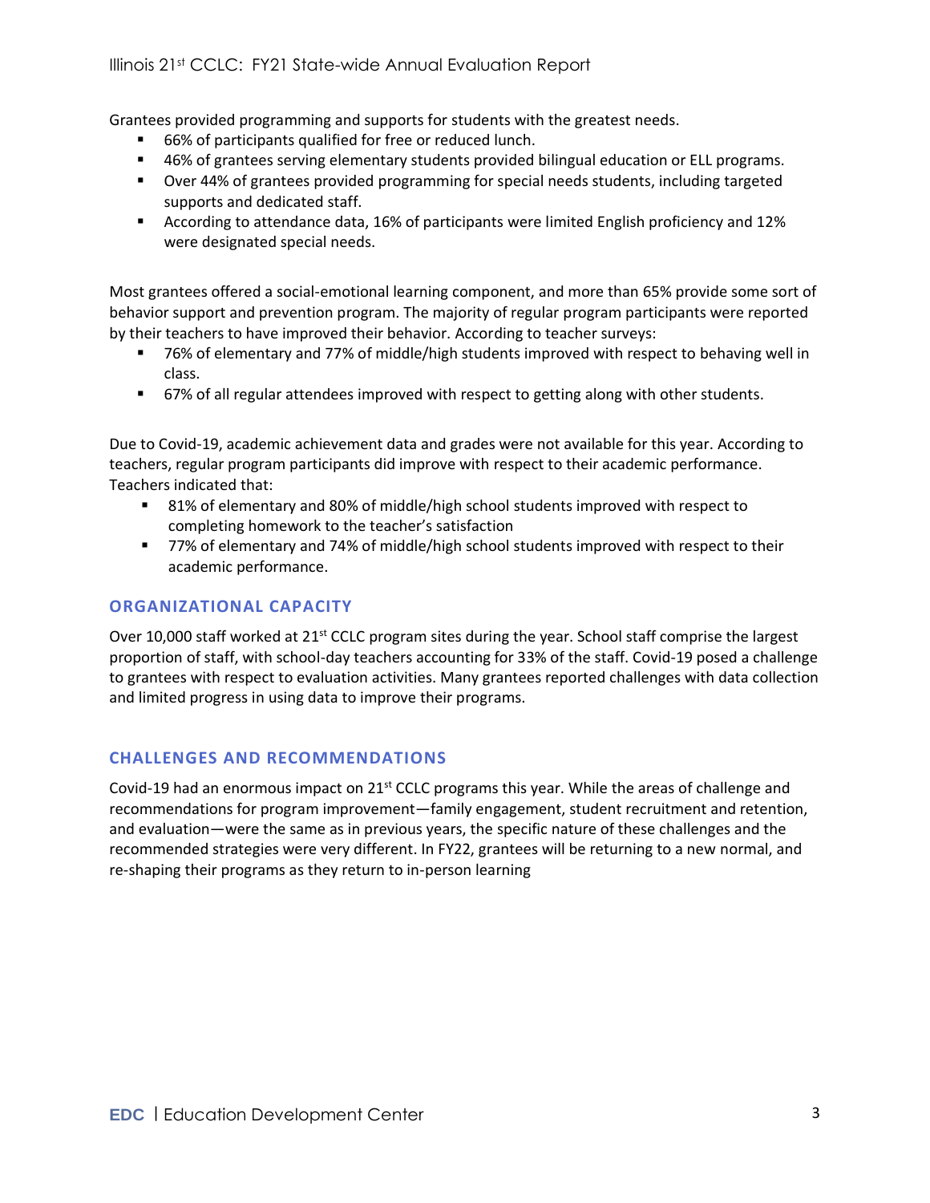Grantees provided programming and supports for students with the greatest needs.

- 66% of participants qualified for free or reduced lunch.
- 46% of grantees serving elementary students provided bilingual education or ELL programs.
- Over 44% of grantees provided programming for special needs students, including targeted supports and dedicated staff.
- According to attendance data, 16% of participants were limited English proficiency and 12% were designated special needs.

Most grantees offered a social-emotional learning component, and more than 65% provide some sort of behavior support and prevention program. The majority of regular program participants were reported by their teachers to have improved their behavior. According to teacher surveys:

- 76% of elementary and 77% of middle/high students improved with respect to behaving well in class.
- 67% of all regular attendees improved with respect to getting along with other students.

Due to Covid-19, academic achievement data and grades were not available for this year. According to teachers, regular program participants did improve with respect to their academic performance. Teachers indicated that:

- 81% of elementary and 80% of middle/high school students improved with respect to completing homework to the teacher's satisfaction
- 77% of elementary and 74% of middle/high school students improved with respect to their academic performance.

## ORGANIZATIONAL CAPACITY

Over 10,000 staff worked at 21st CCLC program sites during the year. School staff comprise the largest proportion of staff, with school-day teachers accounting for 33% of the staff. Covid-19 posed a challenge to grantees with respect to evaluation activities. Many grantees reported challenges with data collection and limited progress in using data to improve their programs.

## CHALLENGES AND RECOMMENDATIONS

Covid-19 had an enormous impact on 21st CCLC programs this year. While the areas of challenge and recommendations for program improvement—family engagement, student recruitment and retention, and evaluation—were the same as in previous years, the specific nature of these challenges and the recommended strategies were very different. In FY22, grantees will be returning to a new normal, and re-shaping their programs as they return to in-person learning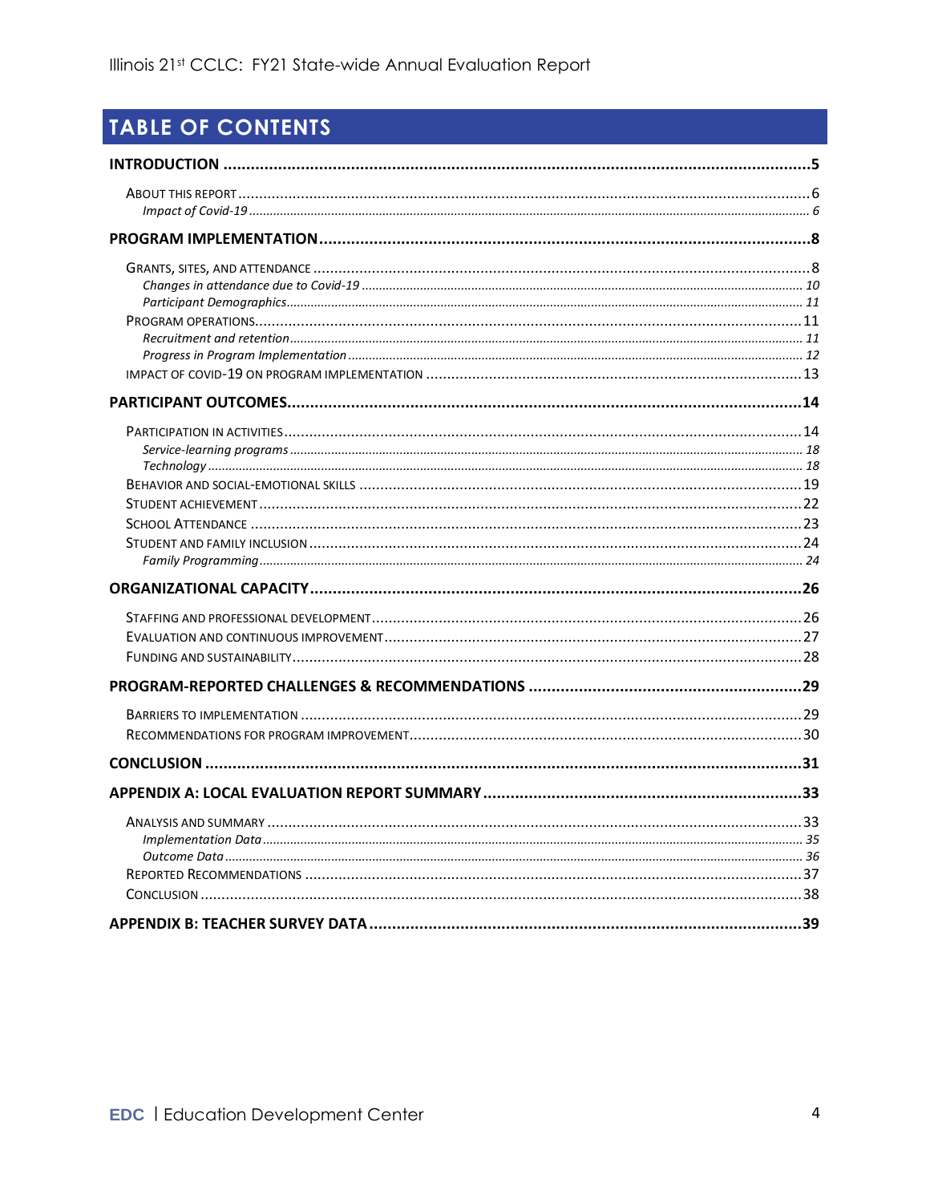# TABLE OF CONTENTS

**INTRODUCTION** ..... **5**

- About this Report ..... 6
  - *Impact of Covid-19* ..... *6*

**PROGRAM IMPLEMENTATION** ..... **8**

- Grants, Sites, and Attendance ..... 8
  - *Changes in attendance due to Covid-19* ..... *10*
  - *Participant Demographics* ..... *11*
- Program Operations ..... 11
  - *Recruitment and retention* ..... *11*
  - *Progress in Program Implementation* ..... *12*
- Impact of Covid-19 on Program Implementation ..... 13

**PARTICIPANT OUTCOMES** ..... **14**

- Participation in Activities ..... 14
  - *Service-learning programs* ..... *18*
  - *Technology* ..... *18*
- Behavior and Social-Emotional Skills ..... 19
- Student Achievement ..... 22
- School Attendance ..... 23
- Student and Family Inclusion ..... 24
  - *Family Programming* ..... *24*

**ORGANIZATIONAL CAPACITY** ..... **26**

- Staffing and Professional Development ..... 26
- Evaluation and Continuous Improvement ..... 27
- Funding and Sustainability ..... 28

**PROGRAM-REPORTED CHALLENGES & RECOMMENDATIONS** ..... **29**

- Barriers to Implementation ..... 29
- Recommendations for Program Improvement ..... 30

**CONCLUSION** ..... **31**

**APPENDIX A: LOCAL EVALUATION REPORT SUMMARY** ..... **33**

- Analysis and Summary ..... 33
  - *Implementation Data* ..... *35*
  - *Outcome Data* ..... *36*
- Reported Recommendations ..... 37
- Conclusion ..... 38

**APPENDIX B: TEACHER SURVEY DATA** ..... **39**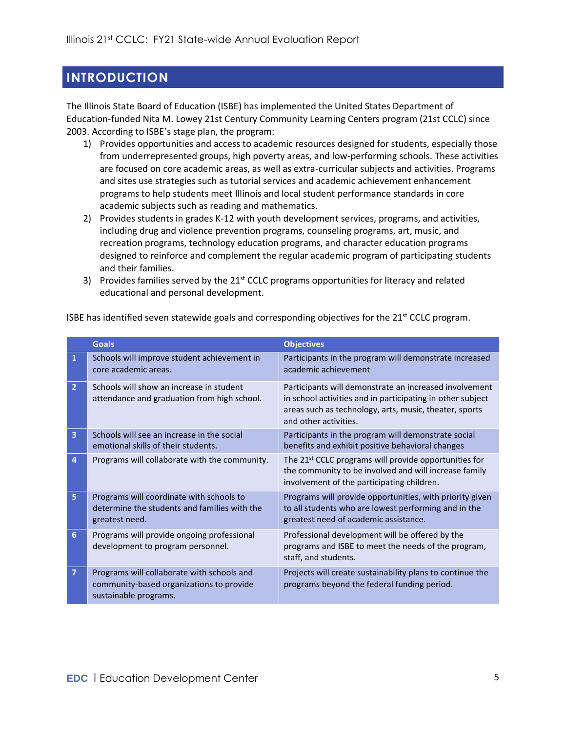# INTRODUCTION

The Illinois State Board of Education (ISBE) has implemented the United States Department of Education-funded Nita M. Lowey 21st Century Community Learning Centers program (21st CCLC) since 2003. According to ISBE's stage plan, the program:

1) Provides opportunities and access to academic resources designed for students, especially those from underrepresented groups, high poverty areas, and low-performing schools. These activities are focused on core academic areas, as well as extra-curricular subjects and activities. Programs and sites use strategies such as tutorial services and academic achievement enhancement programs to help students meet Illinois and local student performance standards in core academic subjects such as reading and mathematics.
2) Provides students in grades K-12 with youth development services, programs, and activities, including drug and violence prevention programs, counseling programs, art, music, and recreation programs, technology education programs, and character education programs designed to reinforce and complement the regular academic program of participating students and their families.
3) Provides families served by the 21st CCLC programs opportunities for literacy and related educational and personal development.

ISBE has identified seven statewide goals and corresponding objectives for the 21st CCLC program.

| | Goals | Objectives |
|---|---|---|
| 1 | Schools will improve student achievement in core academic areas. | Participants in the program will demonstrate increased academic achievement |
| 2 | Schools will show an increase in student attendance and graduation from high school. | Participants will demonstrate an increased involvement in school activities and in participating in other subject areas such as technology, arts, music, theater, sports and other activities. |
| 3 | Schools will see an increase in the social emotional skills of their students. | Participants in the program will demonstrate social benefits and exhibit positive behavioral changes |
| 4 | Programs will collaborate with the community. | The 21st CCLC programs will provide opportunities for the community to be involved and will increase family involvement of the participating children. |
| 5 | Programs will coordinate with schools to determine the students and families with the greatest need. | Programs will provide opportunities, with priority given to all students who are lowest performing and in the greatest need of academic assistance. |
| 6 | Programs will provide ongoing professional development to program personnel. | Professional development will be offered by the programs and ISBE to meet the needs of the program, staff, and students. |
| 7 | Programs will collaborate with schools and community-based organizations to provide sustainable programs. | Projects will create sustainability plans to continue the programs beyond the federal funding period. |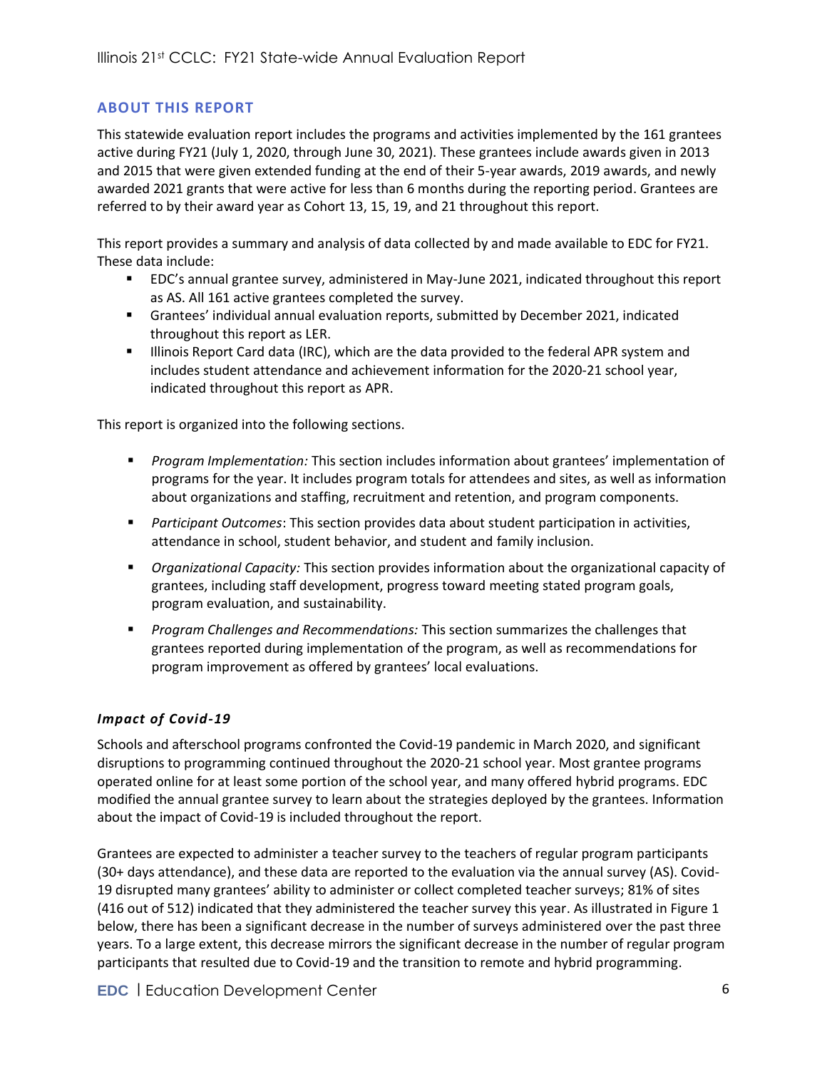## ABOUT THIS REPORT

This statewide evaluation report includes the programs and activities implemented by the 161 grantees active during FY21 (July 1, 2020, through June 30, 2021). These grantees include awards given in 2013 and 2015 that were given extended funding at the end of their 5-year awards, 2019 awards, and newly awarded 2021 grants that were active for less than 6 months during the reporting period. Grantees are referred to by their award year as Cohort 13, 15, 19, and 21 throughout this report.

This report provides a summary and analysis of data collected by and made available to EDC for FY21. These data include:

- EDC's annual grantee survey, administered in May-June 2021, indicated throughout this report as AS. All 161 active grantees completed the survey.
- Grantees' individual annual evaluation reports, submitted by December 2021, indicated throughout this report as LER.
- Illinois Report Card data (IRC), which are the data provided to the federal APR system and includes student attendance and achievement information for the 2020-21 school year, indicated throughout this report as APR.

This report is organized into the following sections.

- *Program Implementation:* This section includes information about grantees' implementation of programs for the year. It includes program totals for attendees and sites, as well as information about organizations and staffing, recruitment and retention, and program components.
- *Participant Outcomes*: This section provides data about student participation in activities, attendance in school, student behavior, and student and family inclusion.
- *Organizational Capacity:* This section provides information about the organizational capacity of grantees, including staff development, progress toward meeting stated program goals, program evaluation, and sustainability.
- *Program Challenges and Recommendations:* This section summarizes the challenges that grantees reported during implementation of the program, as well as recommendations for program improvement as offered by grantees' local evaluations.

### *Impact of Covid-19*

Schools and afterschool programs confronted the Covid-19 pandemic in March 2020, and significant disruptions to programming continued throughout the 2020-21 school year. Most grantee programs operated online for at least some portion of the school year, and many offered hybrid programs. EDC modified the annual grantee survey to learn about the strategies deployed by the grantees. Information about the impact of Covid-19 is included throughout the report.

Grantees are expected to administer a teacher survey to the teachers of regular program participants (30+ days attendance), and these data are reported to the evaluation via the annual survey (AS). Covid-19 disrupted many grantees' ability to administer or collect completed teacher surveys; 81% of sites (416 out of 512) indicated that they administered the teacher survey this year. As illustrated in Figure 1 below, there has been a significant decrease in the number of surveys administered over the past three years. To a large extent, this decrease mirrors the significant decrease in the number of regular program participants that resulted due to Covid-19 and the transition to remote and hybrid programming.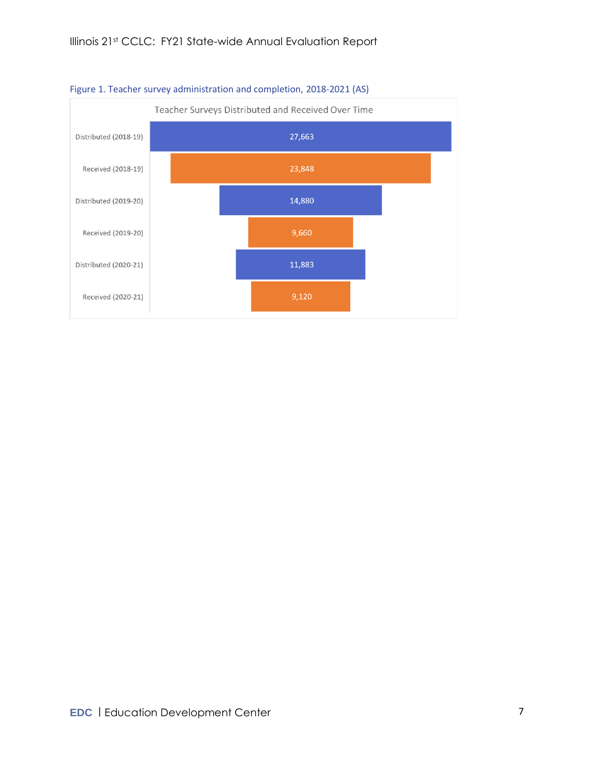Figure 1. Teacher survey administration and completion, 2018-2021 (AS)

Teacher Surveys Distributed and Received Over Time

| | |
|---|---|
| Distributed (2018-19) | 27,663 |
| Received (2018-19) | 23,848 |
| Distributed (2019-20) | 14,880 |
| Received (2019-20) | 9,660 |
| Distributed (2020-21) | 11,883 |
| Received (2020-21) | 9,120 |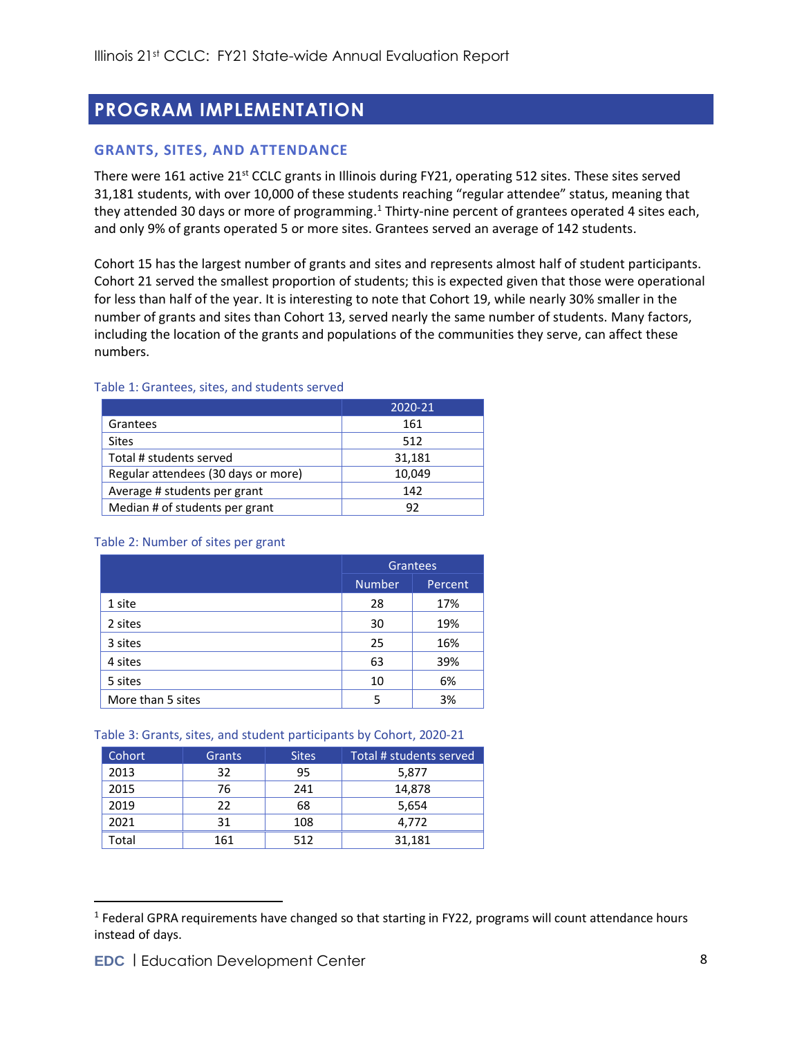# PROGRAM IMPLEMENTATION

## GRANTS, SITES, AND ATTENDANCE

There were 161 active 21st CCLC grants in Illinois during FY21, operating 512 sites. These sites served 31,181 students, with over 10,000 of these students reaching "regular attendee" status, meaning that they attended 30 days or more of programming.[1] Thirty-nine percent of grantees operated 4 sites each, and only 9% of grants operated 5 or more sites. Grantees served an average of 142 students.

Cohort 15 has the largest number of grants and sites and represents almost half of student participants. Cohort 21 served the smallest proportion of students; this is expected given that those were operational for less than half of the year. It is interesting to note that Cohort 19, while nearly 30% smaller in the number of grants and sites than Cohort 13, served nearly the same number of students. Many factors, including the location of the grants and populations of the communities they serve, can affect these numbers.

Table 1: Grantees, sites, and students served

| | 2020-21 |
|---|---|
| Grantees | 161 |
| Sites | 512 |
| Total # students served | 31,181 |
| Regular attendees (30 days or more) | 10,049 |
| Average # students per grant | 142 |
| Median # of students per grant | 92 |

Table 2: Number of sites per grant

| | Grantees | |
|---|---|---|
| | Number | Percent |
| 1 site | 28 | 17% |
| 2 sites | 30 | 19% |
| 3 sites | 25 | 16% |
| 4 sites | 63 | 39% |
| 5 sites | 10 | 6% |
| More than 5 sites | 5 | 3% |

Table 3: Grants, sites, and student participants by Cohort, 2020-21

| Cohort | Grants | Sites | Total # students served |
|---|---|---|---|
| 2013 | 32 | 95 | 5,877 |
| 2015 | 76 | 241 | 14,878 |
| 2019 | 22 | 68 | 5,654 |
| 2021 | 31 | 108 | 4,772 |
| Total | 161 | 512 | 31,181 |

[1] Federal GPRA requirements have changed so that starting in FY22, programs will count attendance hours instead of days.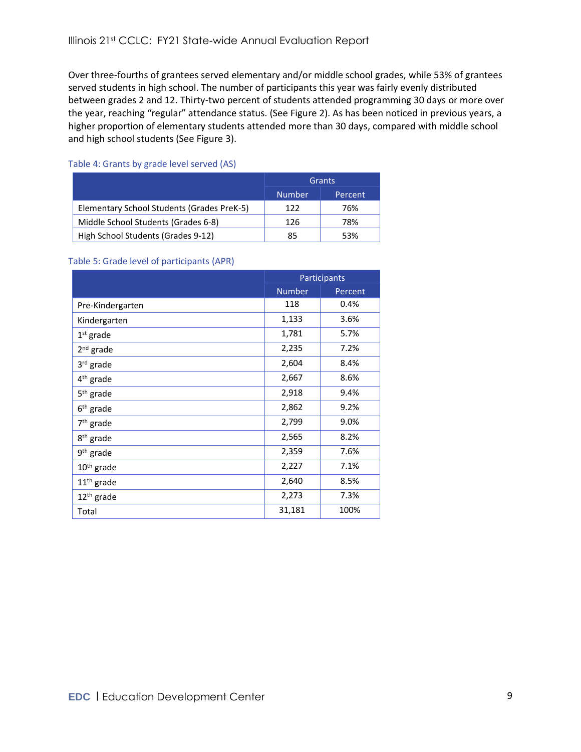Over three-fourths of grantees served elementary and/or middle school grades, while 53% of grantees served students in high school. The number of participants this year was fairly evenly distributed between grades 2 and 12. Thirty-two percent of students attended programming 30 days or more over the year, reaching "regular" attendance status. (See Figure 2). As has been noticed in previous years, a higher proportion of elementary students attended more than 30 days, compared with middle school and high school students (See Figure 3).

Table 4: Grants by grade level served (AS)

| | Grants | |
|---|---|---|
| | Number | Percent |
| Elementary School Students (Grades PreK-5) | 122 | 76% |
| Middle School Students (Grades 6-8) | 126 | 78% |
| High School Students (Grades 9-12) | 85 | 53% |

Table 5: Grade level of participants (APR)

| | Participants | |
|---|---|---|
| | Number | Percent |
| Pre-Kindergarten | 118 | 0.4% |
| Kindergarten | 1,133 | 3.6% |
| 1st grade | 1,781 | 5.7% |
| 2nd grade | 2,235 | 7.2% |
| 3rd grade | 2,604 | 8.4% |
| 4th grade | 2,667 | 8.6% |
| 5th grade | 2,918 | 9.4% |
| 6th grade | 2,862 | 9.2% |
| 7th grade | 2,799 | 9.0% |
| 8th grade | 2,565 | 8.2% |
| 9th grade | 2,359 | 7.6% |
| 10th grade | 2,227 | 7.1% |
| 11th grade | 2,640 | 8.5% |
| 12th grade | 2,273 | 7.3% |
| Total | 31,181 | 100% |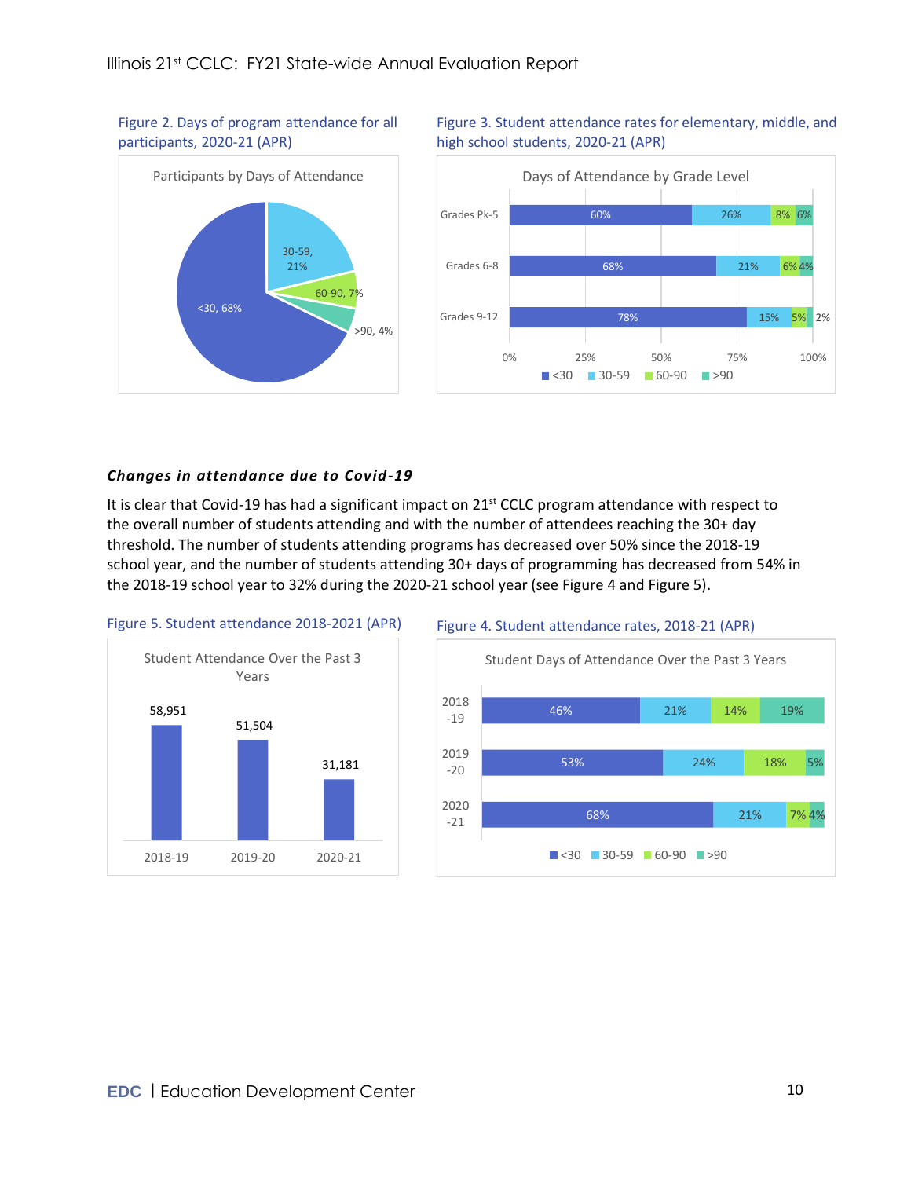Figure 2. Days of program attendance for all participants, 2020-21 (APR)

**Participants by Days of Attendance**

| Days | Percent |
| --- | --- |
| <30 | 68% |
| 30-59 | 21% |
| 60-90 | 7% |
| >90 | 4% |

Figure 3. Student attendance rates for elementary, middle, and high school students, 2020-21 (APR)

**Days of Attendance by Grade Level**

| Grade Level | <30 | 30-59 | 60-90 | >90 |
| --- | --- | --- | --- | --- |
| Grades Pk-5 | 60% | 26% | 8% | 6% |
| Grades 6-8 | 68% | 21% | 6% | 4% |
| Grades 9-12 | 78% | 15% | 5% | 2% |

### ***Changes in attendance due to Covid-19***

It is clear that Covid-19 has had a significant impact on 21st CCLC program attendance with respect to the overall number of students attending and with the number of attendees reaching the 30+ day threshold. The number of students attending programs has decreased over 50% since the 2018-19 school year, and the number of students attending 30+ days of programming has decreased from 54% in the 2018-19 school year to 32% during the 2020-21 school year (see Figure 4 and Figure 5).

Figure 5. Student attendance 2018-2021 (APR)

**Student Attendance Over the Past 3 Years**

| Year | Students |
| --- | --- |
| 2018-19 | 58,951 |
| 2019-20 | 51,504 |
| 2020-21 | 31,181 |

Figure 4. Student attendance rates, 2018-21 (APR)

**Student Days of Attendance Over the Past 3 Years**

| Year | <30 | 30-59 | 60-90 | >90 |
| --- | --- | --- | --- | --- |
| 2018-19 | 46% | 21% | 14% | 19% |
| 2019-20 | 53% | 24% | 18% | 5% |
| 2020-21 | 68% | 21% | 7% | 4% |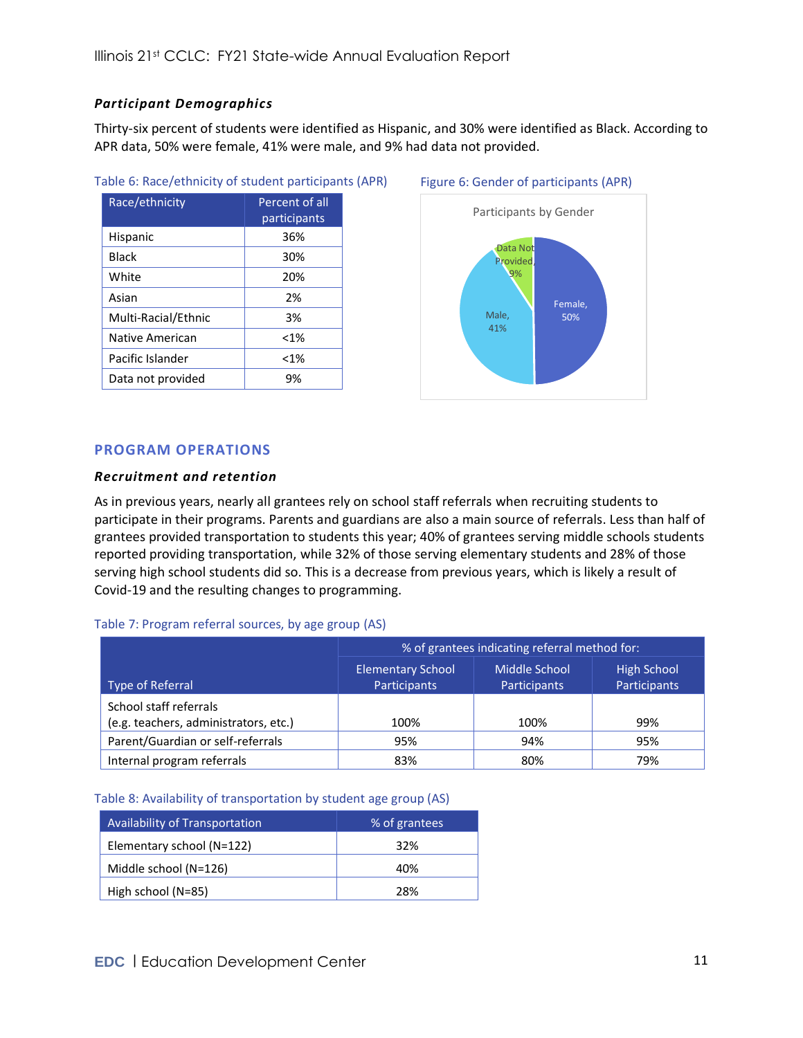### ***Participant Demographics***

Thirty-six percent of students were identified as Hispanic, and 30% were identified as Black. According to APR data, 50% were female, 41% were male, and 9% had data not provided.

Table 6: Race/ethnicity of student participants (APR)

| Race/ethnicity | Percent of all participants |
|---|---|
| Hispanic | 36% |
| Black | 30% |
| White | 20% |
| Asian | 2% |
| Multi-Racial/Ethnic | 3% |
| Native American | <1% |
| Pacific Islander | <1% |
| Data not provided | 9% |

Figure 6: Gender of participants (APR)

Participants by Gender

- Female, 50%
- Male, 41%
- Data Not Provided, 9%

## PROGRAM OPERATIONS

### ***Recruitment and retention***

As in previous years, nearly all grantees rely on school staff referrals when recruiting students to participate in their programs. Parents and guardians are also a main source of referrals. Less than half of grantees provided transportation to students this year; 40% of grantees serving middle schools students reported providing transportation, while 32% of those serving elementary students and 28% of those serving high school students did so. This is a decrease from previous years, which is likely a result of Covid-19 and the resulting changes to programming.

Table 7: Program referral sources, by age group (AS)

| Type of Referral | % of grantees indicating referral method for: | | |
|---|---|---|---|
| | Elementary School Participants | Middle School Participants | High School Participants |
| School staff referrals (e.g. teachers, administrators, etc.) | 100% | 100% | 99% |
| Parent/Guardian or self-referrals | 95% | 94% | 95% |
| Internal program referrals | 83% | 80% | 79% |

Table 8: Availability of transportation by student age group (AS)

| Availability of Transportation | % of grantees |
|---|---|
| Elementary school (N=122) | 32% |
| Middle school (N=126) | 40% |
| High school (N=85) | 28% |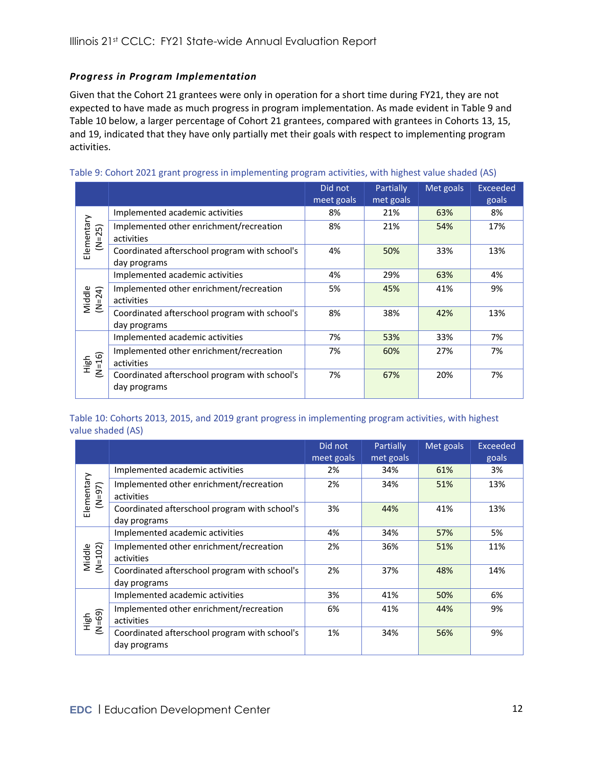### Progress in Program Implementation

Given that the Cohort 21 grantees were only in operation for a short time during FY21, they are not expected to have made as much progress in program implementation. As made evident in Table 9 and Table 10 below, a larger percentage of Cohort 21 grantees, compared with grantees in Cohorts 13, 15, and 19, indicated that they have only partially met their goals with respect to implementing program activities.

Table 9: Cohort 2021 grant progress in implementing program activities, with highest value shaded (AS)

| | | Did not meet goals | Partially met goals | Met goals | Exceeded goals |
|---|---|---|---|---|---|
| Elementary (N=25) | Implemented academic activities | 8% | 21% | 63% | 8% |
| | Implemented other enrichment/recreation activities | 8% | 21% | 54% | 17% |
| | Coordinated afterschool program with school's day programs | 4% | 50% | 33% | 13% |
| Middle (N=24) | Implemented academic activities | 4% | 29% | 63% | 4% |
| | Implemented other enrichment/recreation activities | 5% | 45% | 41% | 9% |
| | Coordinated afterschool program with school's day programs | 8% | 38% | 42% | 13% |
| High (N=16) | Implemented academic activities | 7% | 53% | 33% | 7% |
| | Implemented other enrichment/recreation activities | 7% | 60% | 27% | 7% |
| | Coordinated afterschool program with school's day programs | 7% | 67% | 20% | 7% |

Table 10: Cohorts 2013, 2015, and 2019 grant progress in implementing program activities, with highest value shaded (AS)

| | | Did not meet goals | Partially met goals | Met goals | Exceeded goals |
|---|---|---|---|---|---|
| Elementary (N=97) | Implemented academic activities | 2% | 34% | 61% | 3% |
| | Implemented other enrichment/recreation activities | 2% | 34% | 51% | 13% |
| | Coordinated afterschool program with school's day programs | 3% | 44% | 41% | 13% |
| Middle (N=102) | Implemented academic activities | 4% | 34% | 57% | 5% |
| | Implemented other enrichment/recreation activities | 2% | 36% | 51% | 11% |
| | Coordinated afterschool program with school's day programs | 2% | 37% | 48% | 14% |
| High (N=69) | Implemented academic activities | 3% | 41% | 50% | 6% |
| | Implemented other enrichment/recreation activities | 6% | 41% | 44% | 9% |
| | Coordinated afterschool program with school's day programs | 1% | 34% | 56% | 9% |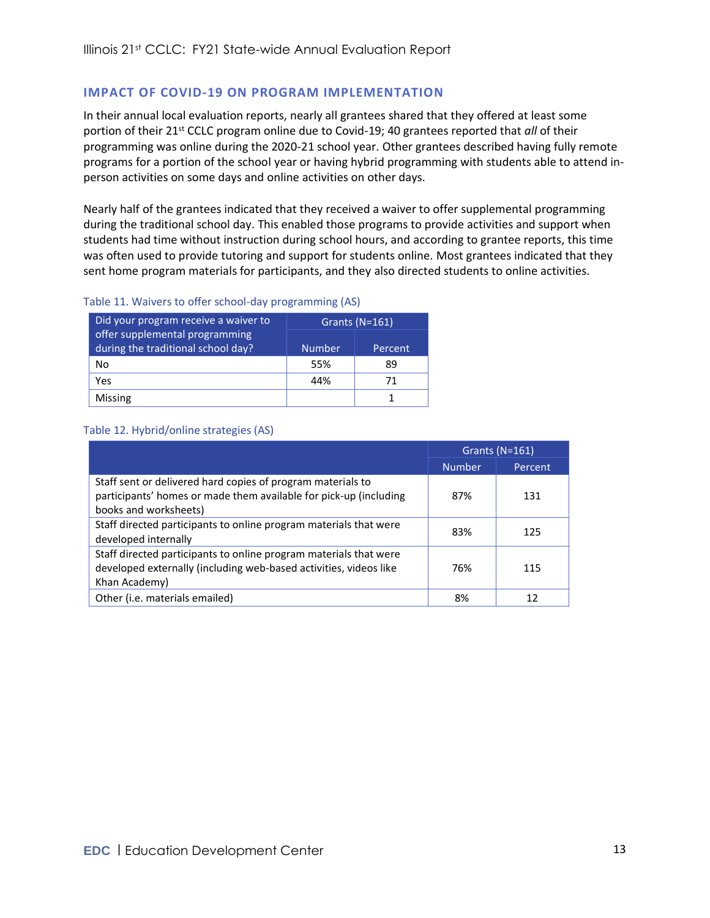## IMPACT OF COVID-19 ON PROGRAM IMPLEMENTATION

In their annual local evaluation reports, nearly all grantees shared that they offered at least some portion of their 21st CCLC program online due to Covid-19; 40 grantees reported that *all* of their programming was online during the 2020-21 school year. Other grantees described having fully remote programs for a portion of the school year or having hybrid programming with students able to attend in-person activities on some days and online activities on other days.

Nearly half of the grantees indicated that they received a waiver to offer supplemental programming during the traditional school day. This enabled those programs to provide activities and support when students had time without instruction during school hours, and according to grantee reports, this time was often used to provide tutoring and support for students online. Most grantees indicated that they sent home program materials for participants, and they also directed students to online activities.

Table 11. Waivers to offer school-day programming (AS)

| Did your program receive a waiver to offer supplemental programming during the traditional school day? | Grants (N=161) | |
|---|---|---|
| | Number | Percent |
| No | 55% | 89 |
| Yes | 44% | 71 |
| Missing | | 1 |

Table 12. Hybrid/online strategies (AS)

| | Grants (N=161) | |
|---|---|---|
| | Number | Percent |
| Staff sent or delivered hard copies of program materials to participants' homes or made them available for pick-up (including books and worksheets) | 87% | 131 |
| Staff directed participants to online program materials that were developed internally | 83% | 125 |
| Staff directed participants to online program materials that were developed externally (including web-based activities, videos like Khan Academy) | 76% | 115 |
| Other (i.e. materials emailed) | 8% | 12 |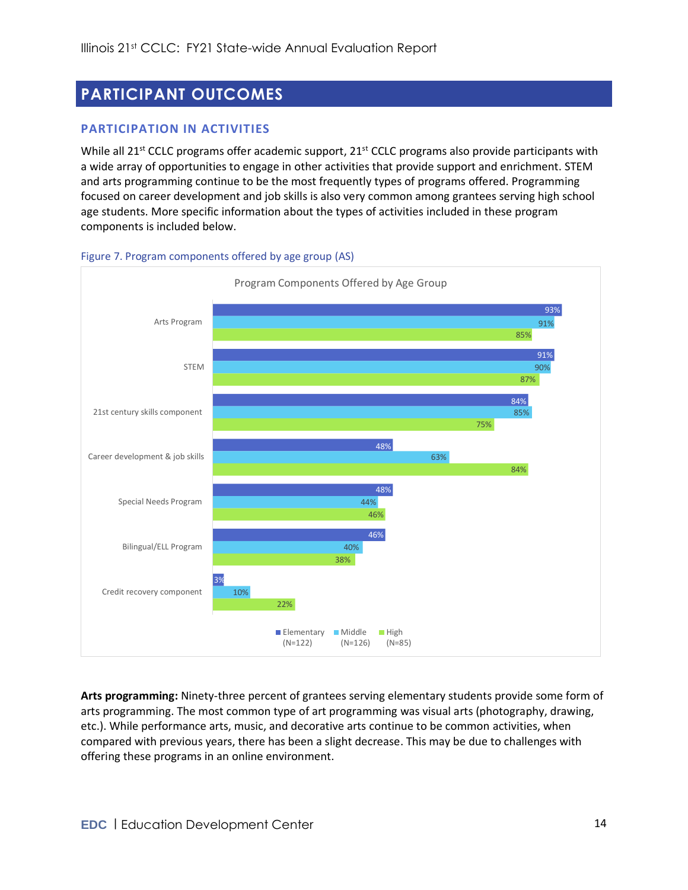# PARTICIPANT OUTCOMES

## PARTICIPATION IN ACTIVITIES

While all 21st CCLC programs offer academic support, 21st CCLC programs also provide participants with a wide array of opportunities to engage in other activities that provide support and enrichment. STEM and arts programming continue to be the most frequently types of programs offered. Programming focused on career development and job skills is also very common among grantees serving high school age students. More specific information about the types of activities included in these program components is included below.

Figure 7. Program components offered by age group (AS)

Program Components Offered by Age Group

| | Elementary (N=122) | Middle (N=126) | High (N=85) |
|---|---|---|---|
| Arts Program | 93% | 91% | 85% |
| STEM | 91% | 90% | 87% |
| 21st century skills component | 84% | 85% | 75% |
| Career development & job skills | 48% | 63% | 84% |
| Special Needs Program | 48% | 44% | 46% |
| Bilingual/ELL Program | 46% | 40% | 38% |
| Credit recovery component | 3% | 10% | 22% |

**Arts programming:** Ninety-three percent of grantees serving elementary students provide some form of arts programming. The most common type of art programming was visual arts (photography, drawing, etc.). While performance arts, music, and decorative arts continue to be common activities, when compared with previous years, there has been a slight decrease. This may be due to challenges with offering these programs in an online environment.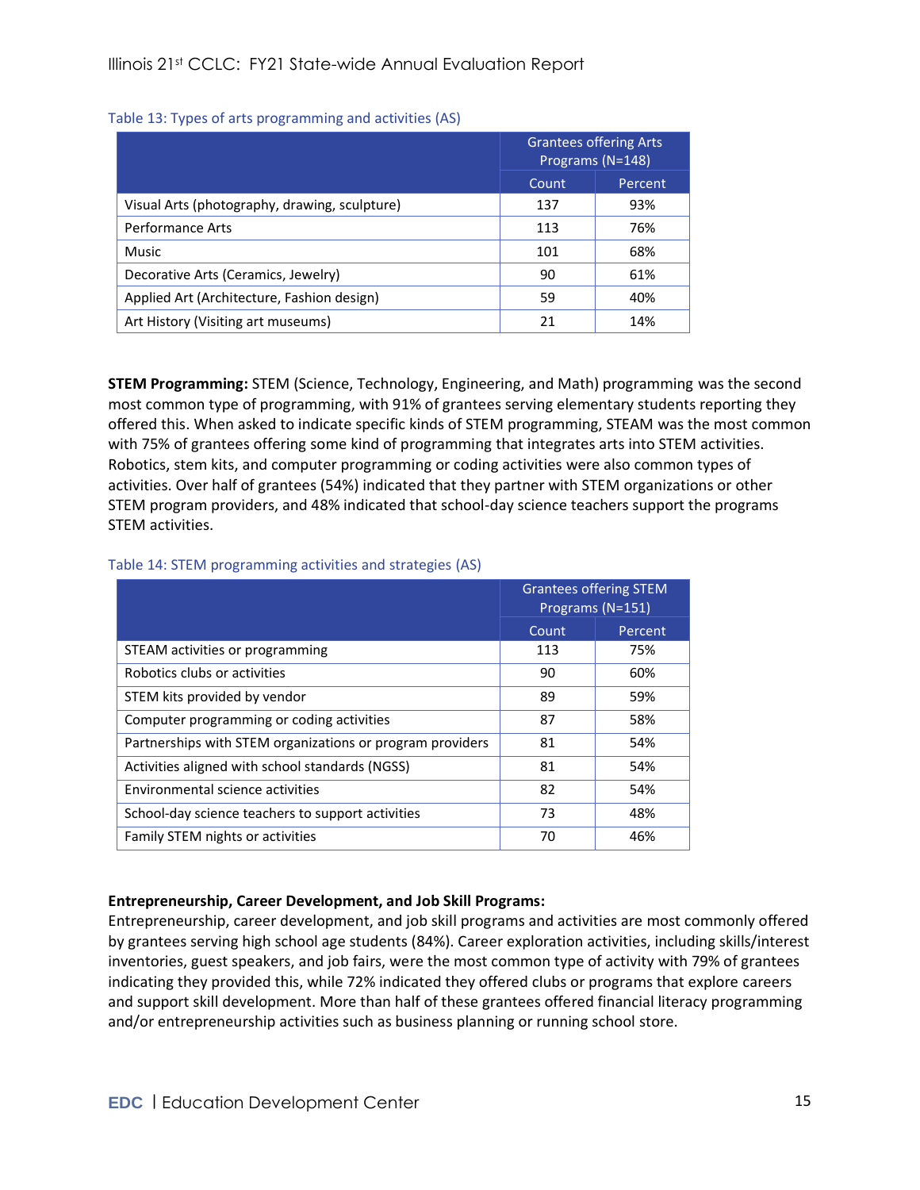Table 13: Types of arts programming and activities (AS)

| | Grantees offering Arts Programs (N=148) | |
|---|---|---|
| | Count | Percent |
| Visual Arts (photography, drawing, sculpture) | 137 | 93% |
| Performance Arts | 113 | 76% |
| Music | 101 | 68% |
| Decorative Arts (Ceramics, Jewelry) | 90 | 61% |
| Applied Art (Architecture, Fashion design) | 59 | 40% |
| Art History (Visiting art museums) | 21 | 14% |

**STEM Programming:** STEM (Science, Technology, Engineering, and Math) programming was the second most common type of programming, with 91% of grantees serving elementary students reporting they offered this. When asked to indicate specific kinds of STEM programming, STEAM was the most common with 75% of grantees offering some kind of programming that integrates arts into STEM activities. Robotics, stem kits, and computer programming or coding activities were also common types of activities. Over half of grantees (54%) indicated that they partner with STEM organizations or other STEM program providers, and 48% indicated that school-day science teachers support the programs STEM activities.

Table 14: STEM programming activities and strategies (AS)

| | Grantees offering STEM Programs (N=151) | |
|---|---|---|
| | Count | Percent |
| STEAM activities or programming | 113 | 75% |
| Robotics clubs or activities | 90 | 60% |
| STEM kits provided by vendor | 89 | 59% |
| Computer programming or coding activities | 87 | 58% |
| Partnerships with STEM organizations or program providers | 81 | 54% |
| Activities aligned with school standards (NGSS) | 81 | 54% |
| Environmental science activities | 82 | 54% |
| School-day science teachers to support activities | 73 | 48% |
| Family STEM nights or activities | 70 | 46% |

**Entrepreneurship, Career Development, and Job Skill Programs:**
Entrepreneurship, career development, and job skill programs and activities are most commonly offered by grantees serving high school age students (84%). Career exploration activities, including skills/interest inventories, guest speakers, and job fairs, were the most common type of activity with 79% of grantees indicating they provided this, while 72% indicated they offered clubs or programs that explore careers and support skill development. More than half of these grantees offered financial literacy programming and/or entrepreneurship activities such as business planning or running school store.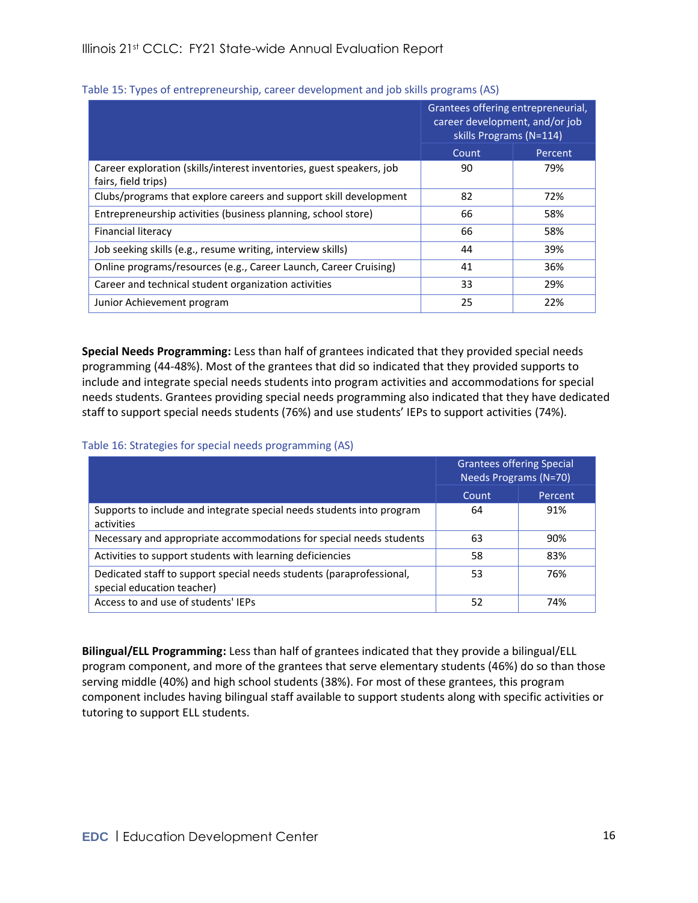Table 15: Types of entrepreneurship, career development and job skills programs (AS)

| | Grantees offering entrepreneurial, career development, and/or job skills Programs (N=114) | |
|---|---|---|
| | Count | Percent |
| Career exploration (skills/interest inventories, guest speakers, job fairs, field trips) | 90 | 79% |
| Clubs/programs that explore careers and support skill development | 82 | 72% |
| Entrepreneurship activities (business planning, school store) | 66 | 58% |
| Financial literacy | 66 | 58% |
| Job seeking skills (e.g., resume writing, interview skills) | 44 | 39% |
| Online programs/resources (e.g., Career Launch, Career Cruising) | 41 | 36% |
| Career and technical student organization activities | 33 | 29% |
| Junior Achievement program | 25 | 22% |

**Special Needs Programming:** Less than half of grantees indicated that they provided special needs programming (44-48%). Most of the grantees that did so indicated that they provided supports to include and integrate special needs students into program activities and accommodations for special needs students. Grantees providing special needs programming also indicated that they have dedicated staff to support special needs students (76%) and use students' IEPs to support activities (74%).

Table 16: Strategies for special needs programming (AS)

| | Grantees offering Special Needs Programs (N=70) | |
|---|---|---|
| | Count | Percent |
| Supports to include and integrate special needs students into program activities | 64 | 91% |
| Necessary and appropriate accommodations for special needs students | 63 | 90% |
| Activities to support students with learning deficiencies | 58 | 83% |
| Dedicated staff to support special needs students (paraprofessional, special education teacher) | 53 | 76% |
| Access to and use of students' IEPs | 52 | 74% |

**Bilingual/ELL Programming:** Less than half of grantees indicated that they provide a bilingual/ELL program component, and more of the grantees that serve elementary students (46%) do so than those serving middle (40%) and high school students (38%). For most of these grantees, this program component includes having bilingual staff available to support students along with specific activities or tutoring to support ELL students.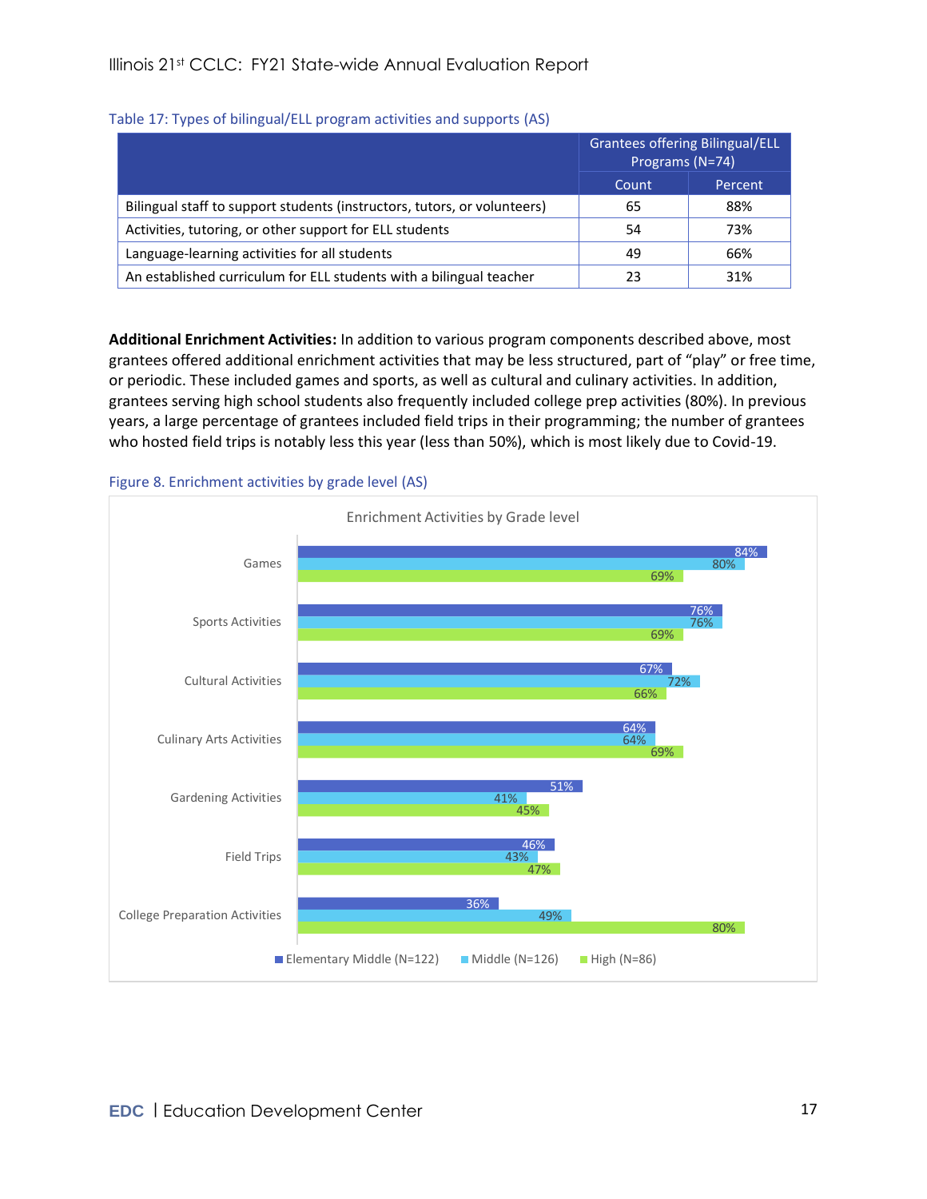Table 17: Types of bilingual/ELL program activities and supports (AS)

| | Grantees offering Bilingual/ELL Programs (N=74) | |
|---|---|---|
| | Count | Percent |
| Bilingual staff to support students (instructors, tutors, or volunteers) | 65 | 88% |
| Activities, tutoring, or other support for ELL students | 54 | 73% |
| Language-learning activities for all students | 49 | 66% |
| An established curriculum for ELL students with a bilingual teacher | 23 | 31% |

**Additional Enrichment Activities:** In addition to various program components described above, most grantees offered additional enrichment activities that may be less structured, part of "play" or free time, or periodic. These included games and sports, as well as cultural and culinary activities. In addition, grantees serving high school students also frequently included college prep activities (80%). In previous years, a large percentage of grantees included field trips in their programming; the number of grantees who hosted field trips is notably less this year (less than 50%), which is most likely due to Covid-19.

Figure 8. Enrichment activities by grade level (AS)

Enrichment Activities by Grade level

| | Elementary Middle (N=122) | Middle (N=126) | High (N=86) |
|---|---|---|---|
| Games | 84% | 80% | 69% |
| Sports Activities | 76% | 76% | 69% |
| Cultural Activities | 67% | 72% | 66% |
| Culinary Arts Activities | 64% | 64% | 69% |
| Gardening Activities | 51% | 41% | 45% |
| Field Trips | 46% | 43% | 47% |
| College Preparation Activities | 36% | 49% | 80% |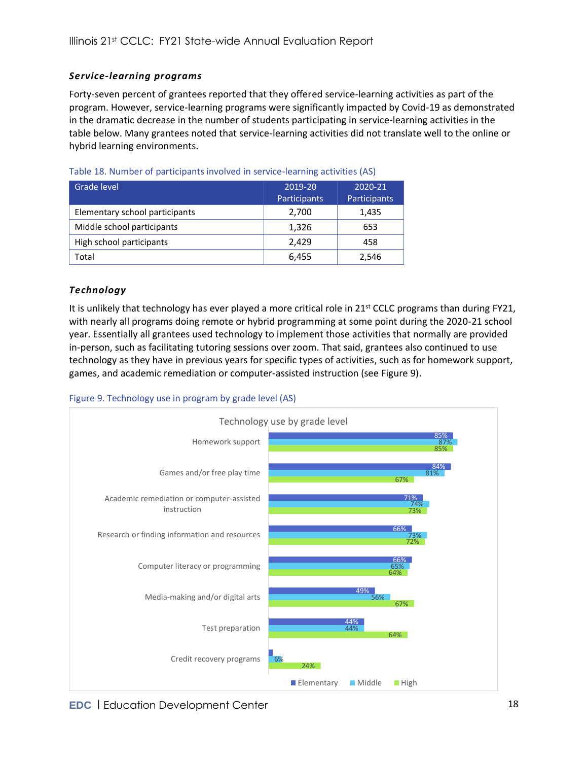### *Service-learning programs*

Forty-seven percent of grantees reported that they offered service-learning activities as part of the program. However, service-learning programs were significantly impacted by Covid-19 as demonstrated in the dramatic decrease in the number of students participating in service-learning activities in the table below. Many grantees noted that service-learning activities did not translate well to the online or hybrid learning environments.

Table 18. Number of participants involved in service-learning activities (AS)

| Grade level | 2019-20 Participants | 2020-21 Participants |
|---|---|---|
| Elementary school participants | 2,700 | 1,435 |
| Middle school participants | 1,326 | 653 |
| High school participants | 2,429 | 458 |
| Total | 6,455 | 2,546 |

### *Technology*

It is unlikely that technology has ever played a more critical role in 21st CCLC programs than during FY21, with nearly all programs doing remote or hybrid programming at some point during the 2020-21 school year. Essentially all grantees used technology to implement those activities that normally are provided in-person, such as facilitating tutoring sessions over zoom. That said, grantees also continued to use technology as they have in previous years for specific types of activities, such as for homework support, games, and academic remediation or computer-assisted instruction (see Figure 9).

Figure 9. Technology use in program by grade level (AS)

Technology use by grade level

| | Elementary | Middle | High |
|---|---|---|---|
| Homework support | 85% | 87% | 85% |
| Games and/or free play time | 84% | 81% | 67% |
| Academic remediation or computer-assisted instruction | 71% | 74% | 73% |
| Research or finding information and resources | 66% | 73% | 72% |
| Computer literacy or programming | 66% | 65% | 64% |
| Media-making and/or digital arts | 49% | 56% | 67% |
| Test preparation | 44% | 44% | 64% |
| Credit recovery programs | | 6% | 24% |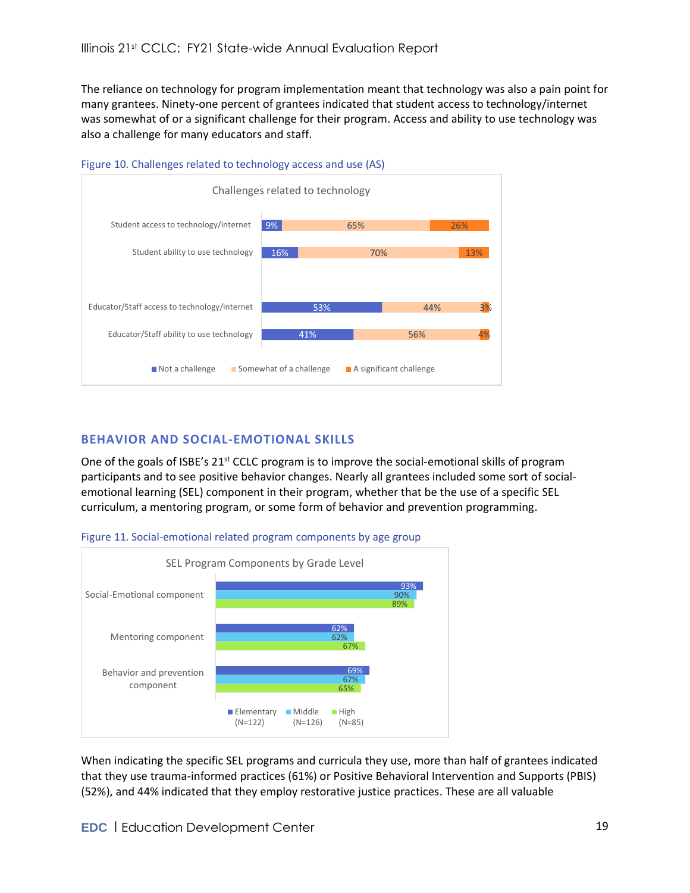The reliance on technology for program implementation meant that technology was also a pain point for many grantees. Ninety-one percent of grantees indicated that student access to technology/internet was somewhat of or a significant challenge for their program. Access and ability to use technology was also a challenge for many educators and staff.

Figure 10. Challenges related to technology access and use (AS)

**Challenges related to technology**

| | Not a challenge | Somewhat of a challenge | A significant challenge |
|---|---|---|---|
| Student access to technology/internet | 9% | 65% | 26% |
| Student ability to use technology | 16% | 70% | 13% |
| Educator/Staff access to technology/internet | 53% | 44% | 3% |
| Educator/Staff ability to use technology | 41% | 56% | 4% |

## BEHAVIOR AND SOCIAL-EMOTIONAL SKILLS

One of the goals of ISBE's 21st CCLC program is to improve the social-emotional skills of program participants and to see positive behavior changes. Nearly all grantees included some sort of social-emotional learning (SEL) component in their program, whether that be the use of a specific SEL curriculum, a mentoring program, or some form of behavior and prevention programming.

Figure 11. Social-emotional related program components by age group

**SEL Program Components by Grade Level**

| | Elementary (N=122) | Middle (N=126) | High (N=85) |
|---|---|---|---|
| Social-Emotional component | 93% | 90% | 89% |
| Mentoring component | 62% | 62% | 67% |
| Behavior and prevention component | 69% | 67% | 65% |

When indicating the specific SEL programs and curricula they use, more than half of grantees indicated that they use trauma-informed practices (61%) or Positive Behavioral Intervention and Supports (PBIS) (52%), and 44% indicated that they employ restorative justice practices. These are all valuable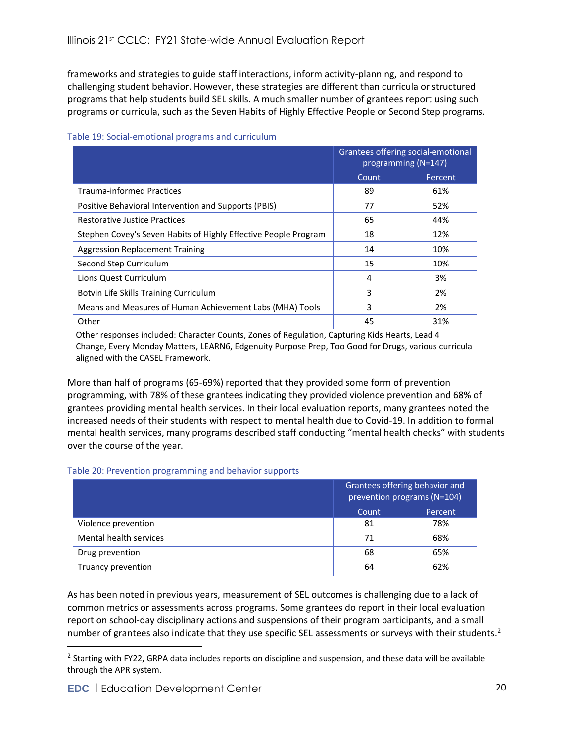frameworks and strategies to guide staff interactions, inform activity-planning, and respond to challenging student behavior. However, these strategies are different than curricula or structured programs that help students build SEL skills. A much smaller number of grantees report using such programs or curricula, such as the Seven Habits of Highly Effective People or Second Step programs.

Table 19: Social-emotional programs and curriculum

| | Grantees offering social-emotional programming (N=147) | |
|---|---|---|
| | Count | Percent |
| Trauma-informed Practices | 89 | 61% |
| Positive Behavioral Intervention and Supports (PBIS) | 77 | 52% |
| Restorative Justice Practices | 65 | 44% |
| Stephen Covey's Seven Habits of Highly Effective People Program | 18 | 12% |
| Aggression Replacement Training | 14 | 10% |
| Second Step Curriculum | 15 | 10% |
| Lions Quest Curriculum | 4 | 3% |
| Botvin Life Skills Training Curriculum | 3 | 2% |
| Means and Measures of Human Achievement Labs (MHA) Tools | 3 | 2% |
| Other | 45 | 31% |

Other responses included: Character Counts, Zones of Regulation, Capturing Kids Hearts, Lead 4 Change, Every Monday Matters, LEARN6, Edgenuity Purpose Prep, Too Good for Drugs, various curricula aligned with the CASEL Framework.

More than half of programs (65-69%) reported that they provided some form of prevention programming, with 78% of these grantees indicating they provided violence prevention and 68% of grantees providing mental health services. In their local evaluation reports, many grantees noted the increased needs of their students with respect to mental health due to Covid-19. In addition to formal mental health services, many programs described staff conducting "mental health checks" with students over the course of the year.

Table 20: Prevention programming and behavior supports

| | Grantees offering behavior and prevention programs (N=104) | |
|---|---|---|
| | Count | Percent |
| Violence prevention | 81 | 78% |
| Mental health services | 71 | 68% |
| Drug prevention | 68 | 65% |
| Truancy prevention | 64 | 62% |

As has been noted in previous years, measurement of SEL outcomes is challenging due to a lack of common metrics or assessments across programs. Some grantees do report in their local evaluation report on school-day disciplinary actions and suspensions of their program participants, and a small number of grantees also indicate that they use specific SEL assessments or surveys with their students.[2]

[2] Starting with FY22, GRPA data includes reports on discipline and suspension, and these data will be available through the APR system.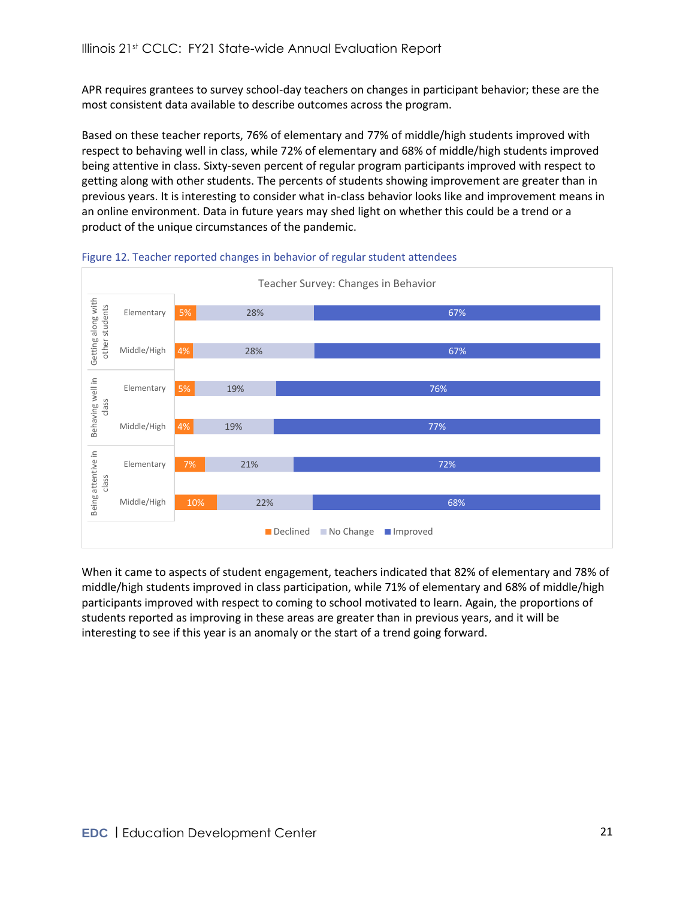APR requires grantees to survey school-day teachers on changes in participant behavior; these are the most consistent data available to describe outcomes across the program.

Based on these teacher reports, 76% of elementary and 77% of middle/high students improved with respect to behaving well in class, while 72% of elementary and 68% of middle/high students improved being attentive in class. Sixty-seven percent of regular program participants improved with respect to getting along with other students. The percents of students showing improvement are greater than in previous years. It is interesting to consider what in-class behavior looks like and improvement means in an online environment. Data in future years may shed light on whether this could be a trend or a product of the unique circumstances of the pandemic.

Figure 12. Teacher reported changes in behavior of regular student attendees

**Teacher Survey: Changes in Behavior**

| Behavior | Level | Declined | No Change | Improved |
|---|---|---|---|---|
| Getting along with other students | Elementary | 5% | 28% | 67% |
| | Middle/High | 4% | 28% | 67% |
| Behaving well in class | Elementary | 5% | 19% | 76% |
| | Middle/High | 4% | 19% | 77% |
| Being attentive in class | Elementary | 7% | 21% | 72% |
| | Middle/High | 10% | 22% | 68% |

When it came to aspects of student engagement, teachers indicated that 82% of elementary and 78% of middle/high students improved in class participation, while 71% of elementary and 68% of middle/high participants improved with respect to coming to school motivated to learn. Again, the proportions of students reported as improving in these areas are greater than in previous years, and it will be interesting to see if this year is an anomaly or the start of a trend going forward.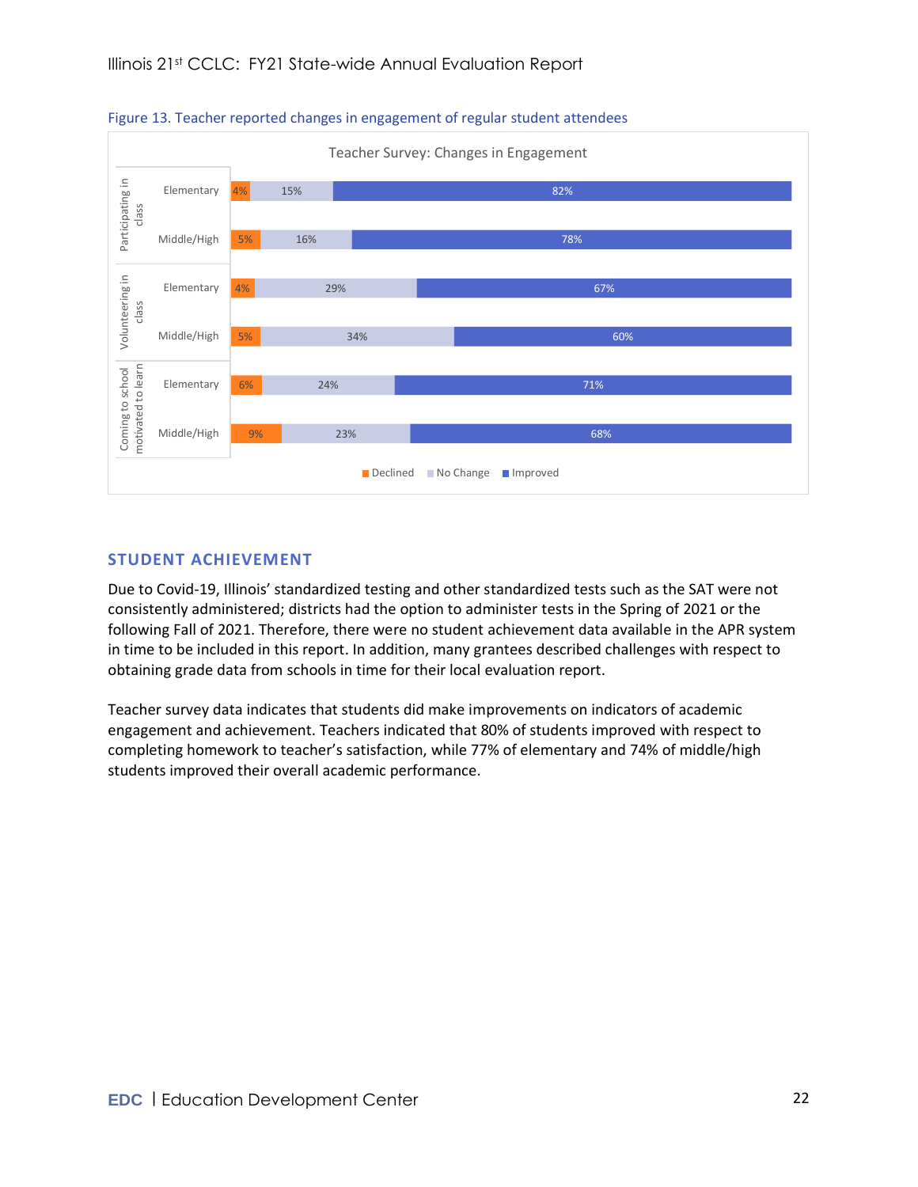Figure 13. Teacher reported changes in engagement of regular student attendees

**Teacher Survey: Changes in Engagement**

| Indicator | Level | Declined | No Change | Improved |
|---|---|---|---|---|
| Participating in class | Elementary | 4% | 15% | 82% |
| | Middle/High | 5% | 16% | 78% |
| Volunteering in class | Elementary | 4% | 29% | 67% |
| | Middle/High | 5% | 34% | 60% |
| Coming to school motivated to learn | Elementary | 6% | 24% | 71% |
| | Middle/High | 9% | 23% | 68% |

## STUDENT ACHIEVEMENT

Due to Covid-19, Illinois' standardized testing and other standardized tests such as the SAT were not consistently administered; districts had the option to administer tests in the Spring of 2021 or the following Fall of 2021. Therefore, there were no student achievement data available in the APR system in time to be included in this report. In addition, many grantees described challenges with respect to obtaining grade data from schools in time for their local evaluation report.

Teacher survey data indicates that students did make improvements on indicators of academic engagement and achievement. Teachers indicated that 80% of students improved with respect to completing homework to teacher's satisfaction, while 77% of elementary and 74% of middle/high students improved their overall academic performance.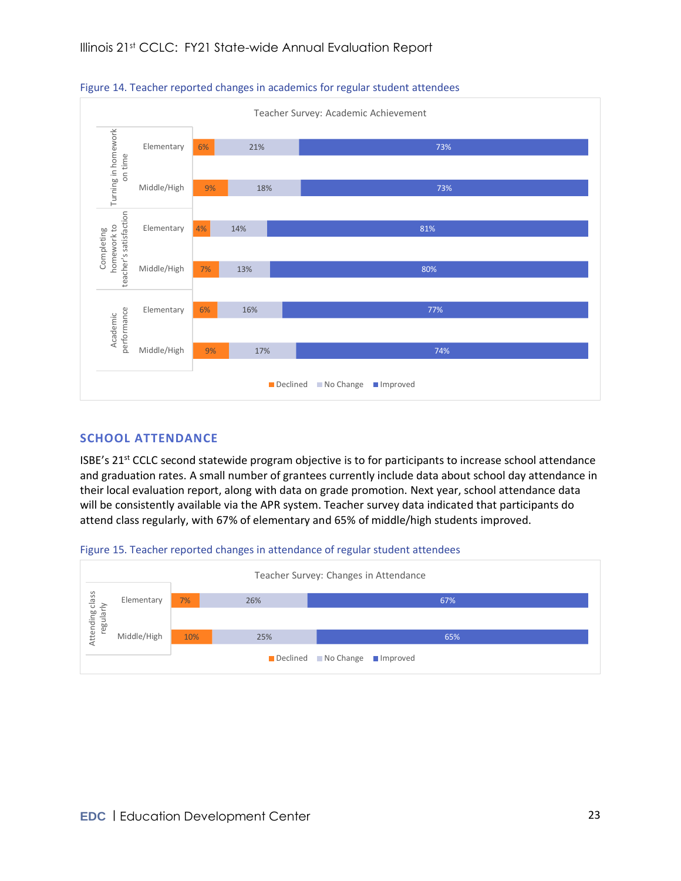Figure 14. Teacher reported changes in academics for regular student attendees

**Teacher Survey: Academic Achievement**

| Measure | Level | Declined | No Change | Improved |
|---|---|---|---|---|
| Turning in homework on time | Elementary | 6% | 21% | 73% |
| | Middle/High | 9% | 18% | 73% |
| Completing homework to teacher's satisfaction | Elementary | 4% | 14% | 81% |
| | Middle/High | 7% | 13% | 80% |
| Academic performance | Elementary | 6% | 16% | 77% |
| | Middle/High | 9% | 17% | 74% |

## SCHOOL ATTENDANCE

ISBE's 21st CCLC second statewide program objective is to for participants to increase school attendance and graduation rates. A small number of grantees currently include data about school day attendance in their local evaluation report, along with data on grade promotion. Next year, school attendance data will be consistently available via the APR system. Teacher survey data indicated that participants do attend class regularly, with 67% of elementary and 65% of middle/high students improved.

Figure 15. Teacher reported changes in attendance of regular student attendees

**Teacher Survey: Changes in Attendance**

| Measure | Level | Declined | No Change | Improved |
|---|---|---|---|---|
| Attending class regularly | Elementary | 7% | 26% | 67% |
| | Middle/High | 10% | 25% | 65% |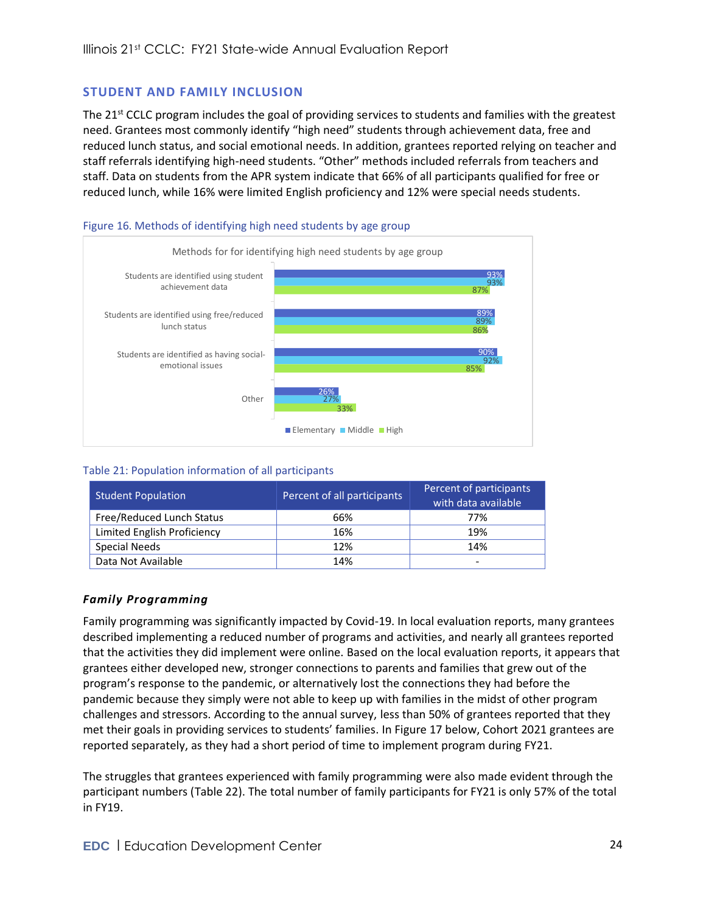## STUDENT AND FAMILY INCLUSION

The 21st CCLC program includes the goal of providing services to students and families with the greatest need. Grantees most commonly identify "high need" students through achievement data, free and reduced lunch status, and social emotional needs. In addition, grantees reported relying on teacher and staff referrals identifying high-need students. "Other" methods included referrals from teachers and staff. Data on students from the APR system indicate that 66% of all participants qualified for free or reduced lunch, while 16% were limited English proficiency and 12% were special needs students.

Figure 16. Methods of identifying high need students by age group

Methods for for identifying high need students by age group

| | Elementary | Middle | High |
|---|---|---|---|
| Students are identified using student achievement data | 93% | 93% | 87% |
| Students are identified using free/reduced lunch status | 89% | 89% | 86% |
| Students are identified as having social-emotional issues | 90% | 92% | 85% |
| Other | 26% | 27% | 33% |

Table 21: Population information of all participants

| Student Population | Percent of all participants | Percent of participants with data available |
|---|---|---|
| Free/Reduced Lunch Status | 66% | 77% |
| Limited English Proficiency | 16% | 19% |
| Special Needs | 12% | 14% |
| Data Not Available | 14% | - |

### *Family Programming*

Family programming was significantly impacted by Covid-19. In local evaluation reports, many grantees described implementing a reduced number of programs and activities, and nearly all grantees reported that the activities they did implement were online. Based on the local evaluation reports, it appears that grantees either developed new, stronger connections to parents and families that grew out of the program's response to the pandemic, or alternatively lost the connections they had before the pandemic because they simply were not able to keep up with families in the midst of other program challenges and stressors. According to the annual survey, less than 50% of grantees reported that they met their goals in providing services to students' families. In Figure 17 below, Cohort 2021 grantees are reported separately, as they had a short period of time to implement program during FY21.

The struggles that grantees experienced with family programming were also made evident through the participant numbers (Table 22). The total number of family participants for FY21 is only 57% of the total in FY19.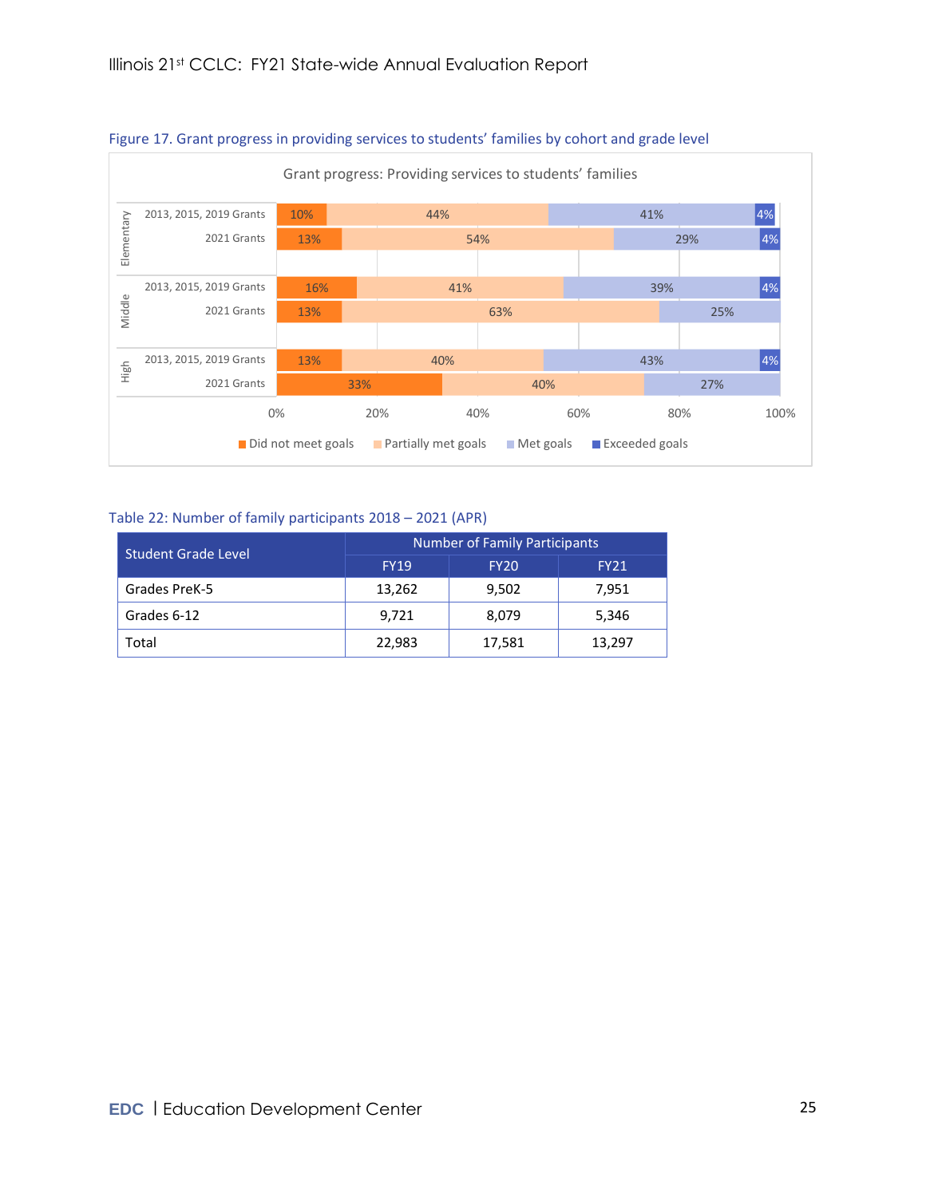Figure 17. Grant progress in providing services to students' families by cohort and grade level

Grant progress: Providing services to students' families

| Grade level | Cohort | Did not meet goals | Partially met goals | Met goals | Exceeded goals |
|---|---|---|---|---|---|
| Elementary | 2013, 2015, 2019 Grants | 10% | 44% | 41% | 4% |
| Elementary | 2021 Grants | 13% | 54% | 29% | 4% |
| Middle | 2013, 2015, 2019 Grants | 16% | 41% | 39% | 4% |
| Middle | 2021 Grants | 13% | 63% | 25% | |
| High | 2013, 2015, 2019 Grants | 13% | 40% | 43% | 4% |
| High | 2021 Grants | 33% | 40% | 27% | |

Table 22: Number of family participants 2018 – 2021 (APR)

| Student Grade Level | Number of Family Participants | | |
|---|---|---|---|
| | FY19 | FY20 | FY21 |
| Grades PreK-5 | 13,262 | 9,502 | 7,951 |
| Grades 6-12 | 9,721 | 8,079 | 5,346 |
| Total | 22,983 | 17,581 | 13,297 |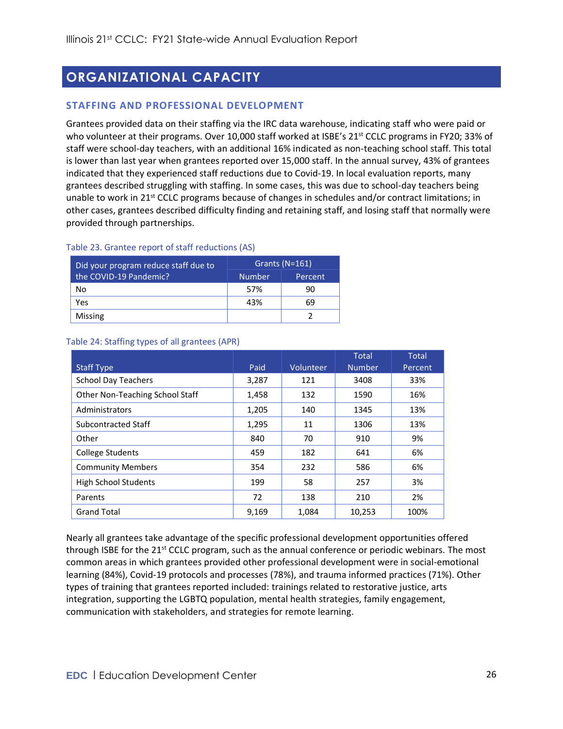# ORGANIZATIONAL CAPACITY

## STAFFING AND PROFESSIONAL DEVELOPMENT

Grantees provided data on their staffing via the IRC data warehouse, indicating staff who were paid or who volunteer at their programs. Over 10,000 staff worked at ISBE's 21st CCLC programs in FY20; 33% of staff were school-day teachers, with an additional 16% indicated as non-teaching school staff. This total is lower than last year when grantees reported over 15,000 staff. In the annual survey, 43% of grantees indicated that they experienced staff reductions due to Covid-19. In local evaluation reports, many grantees described struggling with staffing. In some cases, this was due to school-day teachers being unable to work in 21st CCLC programs because of changes in schedules and/or contract limitations; in other cases, grantees described difficulty finding and retaining staff, and losing staff that normally were provided through partnerships.

Table 23. Grantee report of staff reductions (AS)

| Did your program reduce staff due to the COVID-19 Pandemic? | Grants (N=161) | |
|---|---|---|
| | Number | Percent |
| No | 57% | 90 |
| Yes | 43% | 69 |
| Missing | | 2 |

Table 24: Staffing types of all grantees (APR)

| Staff Type | Paid | Volunteer | Total Number | Total Percent |
|---|---|---|---|---|
| School Day Teachers | 3,287 | 121 | 3408 | 33% |
| Other Non-Teaching School Staff | 1,458 | 132 | 1590 | 16% |
| Administrators | 1,205 | 140 | 1345 | 13% |
| Subcontracted Staff | 1,295 | 11 | 1306 | 13% |
| Other | 840 | 70 | 910 | 9% |
| College Students | 459 | 182 | 641 | 6% |
| Community Members | 354 | 232 | 586 | 6% |
| High School Students | 199 | 58 | 257 | 3% |
| Parents | 72 | 138 | 210 | 2% |
| Grand Total | 9,169 | 1,084 | 10,253 | 100% |

Nearly all grantees take advantage of the specific professional development opportunities offered through ISBE for the 21st CCLC program, such as the annual conference or periodic webinars. The most common areas in which grantees provided other professional development were in social-emotional learning (84%), Covid-19 protocols and processes (78%), and trauma informed practices (71%). Other types of training that grantees reported included: trainings related to restorative justice, arts integration, supporting the LGBTQ population, mental health strategies, family engagement, communication with stakeholders, and strategies for remote learning.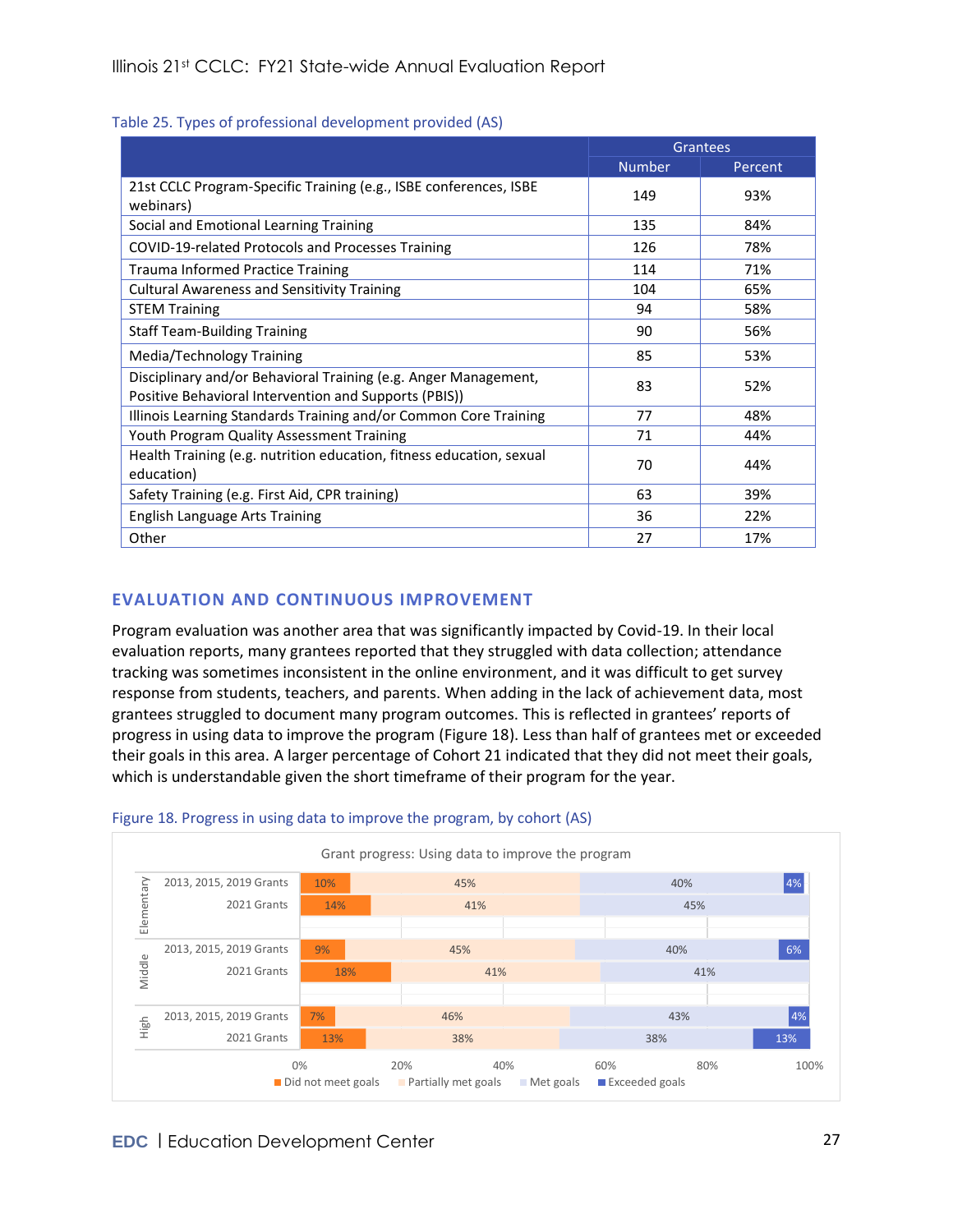Table 25. Types of professional development provided (AS)

| | Grantees | |
|---|---|---|
| | Number | Percent |
| 21st CCLC Program-Specific Training (e.g., ISBE conferences, ISBE webinars) | 149 | 93% |
| Social and Emotional Learning Training | 135 | 84% |
| COVID-19-related Protocols and Processes Training | 126 | 78% |
| Trauma Informed Practice Training | 114 | 71% |
| Cultural Awareness and Sensitivity Training | 104 | 65% |
| STEM Training | 94 | 58% |
| Staff Team-Building Training | 90 | 56% |
| Media/Technology Training | 85 | 53% |
| Disciplinary and/or Behavioral Training (e.g. Anger Management, Positive Behavioral Intervention and Supports (PBIS)) | 83 | 52% |
| Illinois Learning Standards Training and/or Common Core Training | 77 | 48% |
| Youth Program Quality Assessment Training | 71 | 44% |
| Health Training (e.g. nutrition education, fitness education, sexual education) | 70 | 44% |
| Safety Training (e.g. First Aid, CPR training) | 63 | 39% |
| English Language Arts Training | 36 | 22% |
| Other | 27 | 17% |

## EVALUATION AND CONTINUOUS IMPROVEMENT

Program evaluation was another area that was significantly impacted by Covid-19. In their local evaluation reports, many grantees reported that they struggled with data collection; attendance tracking was sometimes inconsistent in the online environment, and it was difficult to get survey response from students, teachers, and parents. When adding in the lack of achievement data, most grantees struggled to document many program outcomes. This is reflected in grantees' reports of progress in using data to improve the program (Figure 18). Less than half of grantees met or exceeded their goals in this area. A larger percentage of Cohort 21 indicated that they did not meet their goals, which is understandable given the short timeframe of their program for the year.

Figure 18. Progress in using data to improve the program, by cohort (AS)

Grant progress: Using data to improve the program

| Level | Cohort | Did not meet goals | Partially met goals | Met goals | Exceeded goals |
|---|---|---|---|---|---|
| Elementary | 2013, 2015, 2019 Grants | 10% | 45% | 40% | 4% |
| Elementary | 2021 Grants | 14% | 41% | 45% | |
| Middle | 2013, 2015, 2019 Grants | 9% | 45% | 40% | 6% |
| Middle | 2021 Grants | 18% | 41% | 41% | |
| High | 2013, 2015, 2019 Grants | 7% | 46% | 43% | 4% |
| High | 2021 Grants | 13% | 38% | 38% | 13% |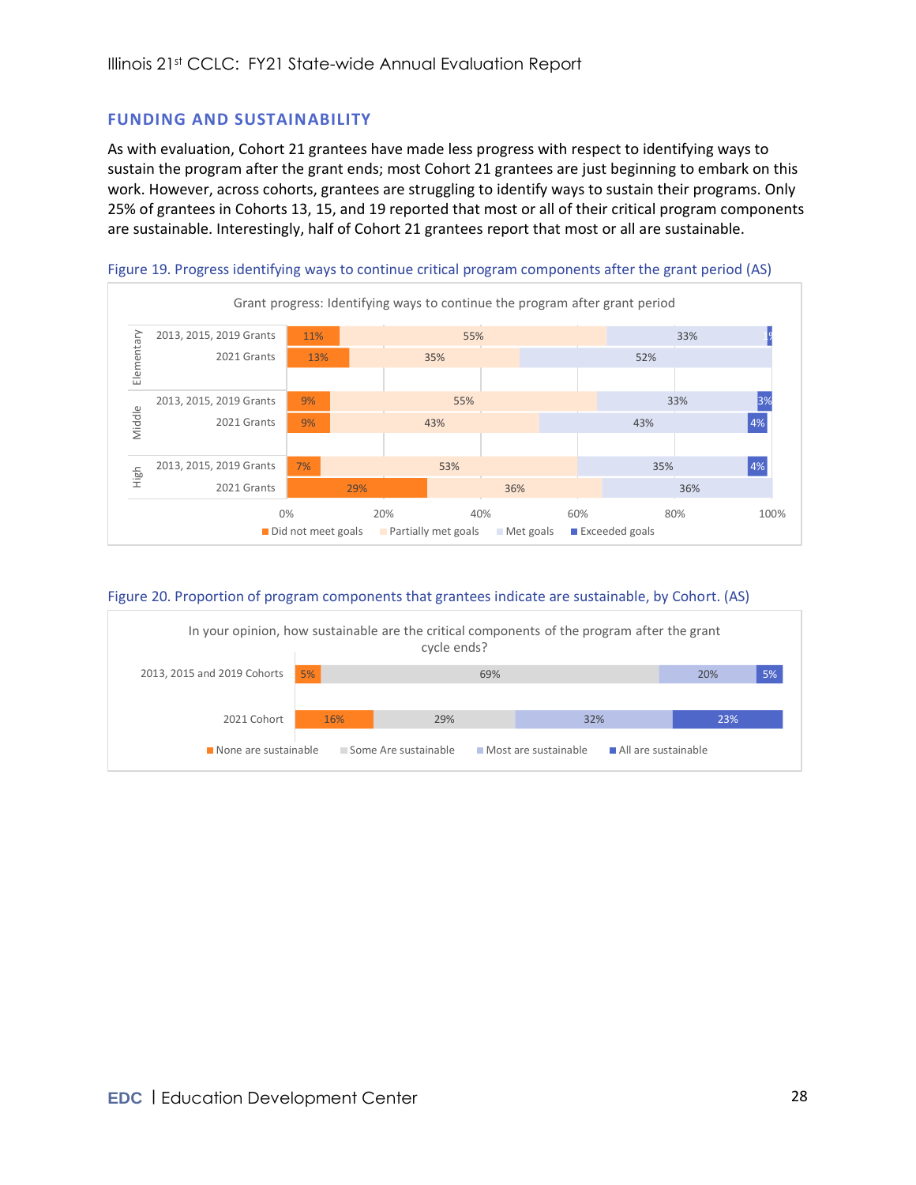## FUNDING AND SUSTAINABILITY

As with evaluation, Cohort 21 grantees have made less progress with respect to identifying ways to sustain the program after the grant ends; most Cohort 21 grantees are just beginning to embark on this work. However, across cohorts, grantees are struggling to identify ways to sustain their programs. Only 25% of grantees in Cohorts 13, 15, and 19 reported that most or all of their critical program components are sustainable. Interestingly, half of Cohort 21 grantees report that most or all are sustainable.

Figure 19. Progress identifying ways to continue critical program components after the grant period (AS)

Grant progress: Identifying ways to continue the program after grant period

| | | Did not meet goals | Partially met goals | Met goals | Exceeded goals |
|---|---|---|---|---|---|
| Elementary | 2013, 2015, 2019 Grants | 11% | 55% | 33% | 1% |
| | 2021 Grants | 13% | 35% | 52% | |
| Middle | 2013, 2015, 2019 Grants | 9% | 55% | 33% | 3% |
| | 2021 Grants | 9% | 43% | 43% | 4% |
| High | 2013, 2015, 2019 Grants | 7% | 53% | 35% | 4% |
| | 2021 Grants | 29% | 36% | 36% | |

Figure 20. Proportion of program components that grantees indicate are sustainable, by Cohort. (AS)

In your opinion, how sustainable are the critical components of the program after the grant cycle ends?

| | None are sustainable | Some Are sustainable | Most are sustainable | All are sustainable |
|---|---|---|---|---|
| 2013, 2015 and 2019 Cohorts | 5% | 69% | 20% | 5% |
| 2021 Cohort | 16% | 29% | 32% | 23% |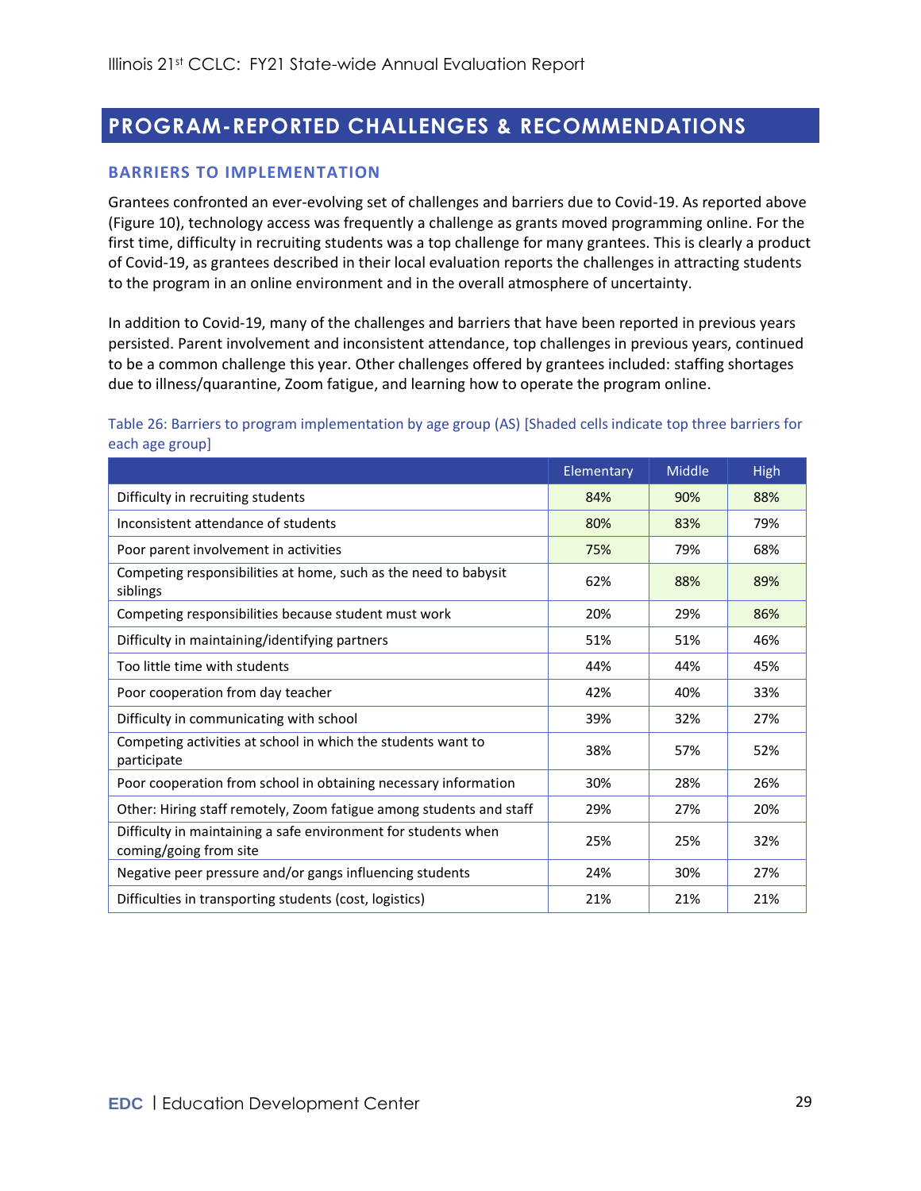## PROGRAM-REPORTED CHALLENGES & RECOMMENDATIONS

### BARRIERS TO IMPLEMENTATION

Grantees confronted an ever-evolving set of challenges and barriers due to Covid-19. As reported above (Figure 10), technology access was frequently a challenge as grants moved programming online. For the first time, difficulty in recruiting students was a top challenge for many grantees. This is clearly a product of Covid-19, as grantees described in their local evaluation reports the challenges in attracting students to the program in an online environment and in the overall atmosphere of uncertainty.

In addition to Covid-19, many of the challenges and barriers that have been reported in previous years persisted. Parent involvement and inconsistent attendance, top challenges in previous years, continued to be a common challenge this year. Other challenges offered by grantees included: staffing shortages due to illness/quarantine, Zoom fatigue, and learning how to operate the program online.

Table 26: Barriers to program implementation by age group (AS) [Shaded cells indicate top three barriers for each age group]

| | Elementary | Middle | High |
|---|---|---|---|
| Difficulty in recruiting students | 84% | 90% | 88% |
| Inconsistent attendance of students | 80% | 83% | 79% |
| Poor parent involvement in activities | 75% | 79% | 68% |
| Competing responsibilities at home, such as the need to babysit siblings | 62% | 88% | 89% |
| Competing responsibilities because student must work | 20% | 29% | 86% |
| Difficulty in maintaining/identifying partners | 51% | 51% | 46% |
| Too little time with students | 44% | 44% | 45% |
| Poor cooperation from day teacher | 42% | 40% | 33% |
| Difficulty in communicating with school | 39% | 32% | 27% |
| Competing activities at school in which the students want to participate | 38% | 57% | 52% |
| Poor cooperation from school in obtaining necessary information | 30% | 28% | 26% |
| Other: Hiring staff remotely, Zoom fatigue among students and staff | 29% | 27% | 20% |
| Difficulty in maintaining a safe environment for students when coming/going from site | 25% | 25% | 32% |
| Negative peer pressure and/or gangs influencing students | 24% | 30% | 27% |
| Difficulties in transporting students (cost, logistics) | 21% | 21% | 21% |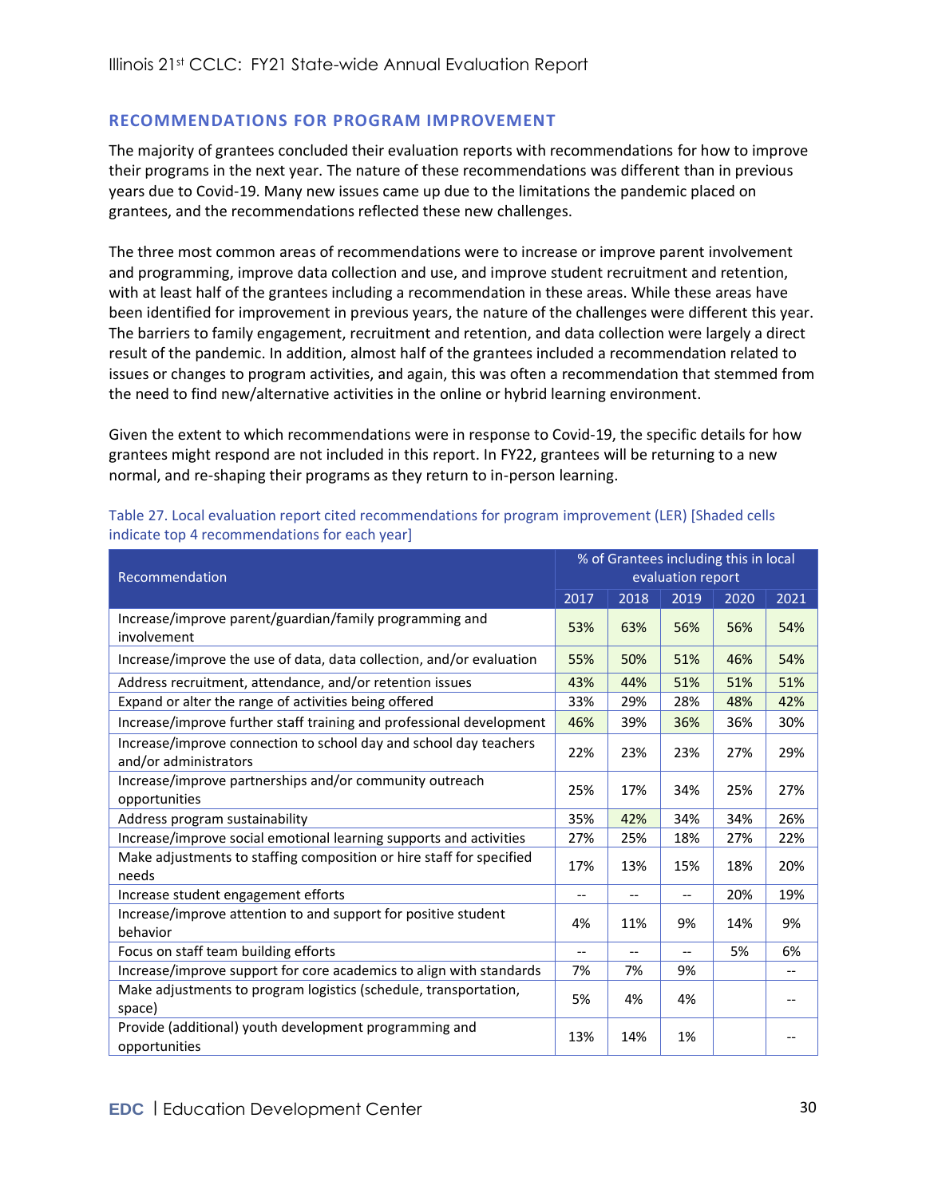## RECOMMENDATIONS FOR PROGRAM IMPROVEMENT

The majority of grantees concluded their evaluation reports with recommendations for how to improve their programs in the next year. The nature of these recommendations was different than in previous years due to Covid-19. Many new issues came up due to the limitations the pandemic placed on grantees, and the recommendations reflected these new challenges.

The three most common areas of recommendations were to increase or improve parent involvement and programming, improve data collection and use, and improve student recruitment and retention, with at least half of the grantees including a recommendation in these areas. While these areas have been identified for improvement in previous years, the nature of the challenges were different this year. The barriers to family engagement, recruitment and retention, and data collection were largely a direct result of the pandemic. In addition, almost half of the grantees included a recommendation related to issues or changes to program activities, and again, this was often a recommendation that stemmed from the need to find new/alternative activities in the online or hybrid learning environment.

Given the extent to which recommendations were in response to Covid-19, the specific details for how grantees might respond are not included in this report. In FY22, grantees will be returning to a new normal, and re-shaping their programs as they return to in-person learning.

Table 27. Local evaluation report cited recommendations for program improvement (LER) [Shaded cells indicate top 4 recommendations for each year]

| Recommendation | % of Grantees including this in local evaluation report | | | | |
|---|---|---|---|---|---|
| | 2017 | 2018 | 2019 | 2020 | 2021 |
| Increase/improve parent/guardian/family programming and involvement | 53% | 63% | 56% | 56% | 54% |
| Increase/improve the use of data, data collection, and/or evaluation | 55% | 50% | 51% | 46% | 54% |
| Address recruitment, attendance, and/or retention issues | 43% | 44% | 51% | 51% | 51% |
| Expand or alter the range of activities being offered | 33% | 29% | 28% | 48% | 42% |
| Increase/improve further staff training and professional development | 46% | 39% | 36% | 36% | 30% |
| Increase/improve connection to school day and school day teachers and/or administrators | 22% | 23% | 23% | 27% | 29% |
| Increase/improve partnerships and/or community outreach opportunities | 25% | 17% | 34% | 25% | 27% |
| Address program sustainability | 35% | 42% | 34% | 34% | 26% |
| Increase/improve social emotional learning supports and activities | 27% | 25% | 18% | 27% | 22% |
| Make adjustments to staffing composition or hire staff for specified needs | 17% | 13% | 15% | 18% | 20% |
| Increase student engagement efforts | -- | -- | -- | 20% | 19% |
| Increase/improve attention to and support for positive student behavior | 4% | 11% | 9% | 14% | 9% |
| Focus on staff team building efforts | -- | -- | -- | 5% | 6% |
| Increase/improve support for core academics to align with standards | 7% | 7% | 9% | | -- |
| Make adjustments to program logistics (schedule, transportation, space) | 5% | 4% | 4% | | -- |
| Provide (additional) youth development programming and opportunities | 13% | 14% | 1% | | -- |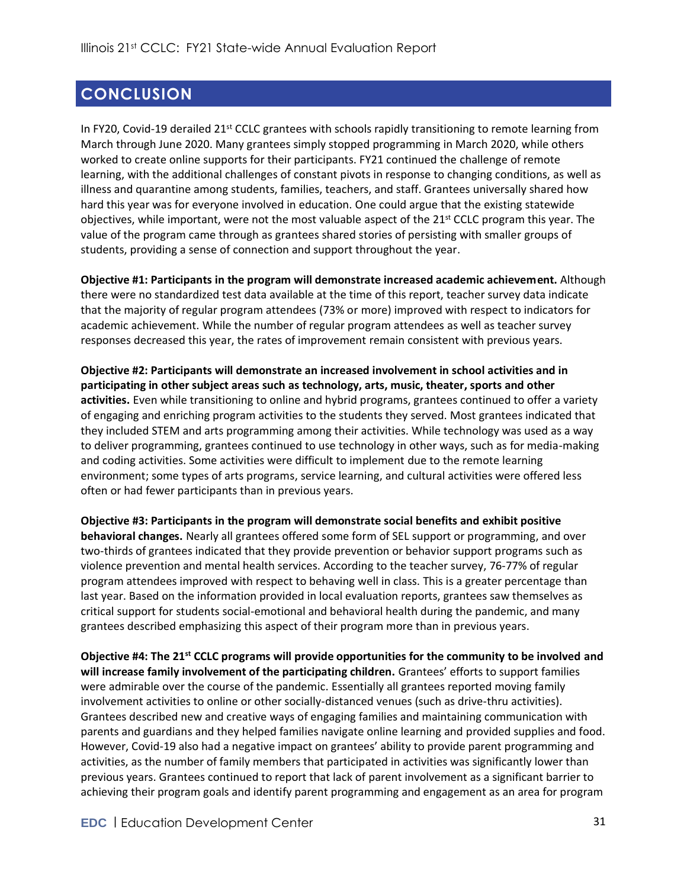# CONCLUSION

In FY20, Covid-19 derailed 21st CCLC grantees with schools rapidly transitioning to remote learning from March through June 2020. Many grantees simply stopped programming in March 2020, while others worked to create online supports for their participants. FY21 continued the challenge of remote learning, with the additional challenges of constant pivots in response to changing conditions, as well as illness and quarantine among students, families, teachers, and staff. Grantees universally shared how hard this year was for everyone involved in education. One could argue that the existing statewide objectives, while important, were not the most valuable aspect of the 21st CCLC program this year. The value of the program came through as grantees shared stories of persisting with smaller groups of students, providing a sense of connection and support throughout the year.

**Objective #1: Participants in the program will demonstrate increased academic achievement.** Although there were no standardized test data available at the time of this report, teacher survey data indicate that the majority of regular program attendees (73% or more) improved with respect to indicators for academic achievement. While the number of regular program attendees as well as teacher survey responses decreased this year, the rates of improvement remain consistent with previous years.

**Objective #2: Participants will demonstrate an increased involvement in school activities and in participating in other subject areas such as technology, arts, music, theater, sports and other activities.** Even while transitioning to online and hybrid programs, grantees continued to offer a variety of engaging and enriching program activities to the students they served. Most grantees indicated that they included STEM and arts programming among their activities. While technology was used as a way to deliver programming, grantees continued to use technology in other ways, such as for media-making and coding activities. Some activities were difficult to implement due to the remote learning environment; some types of arts programs, service learning, and cultural activities were offered less often or had fewer participants than in previous years.

**Objective #3: Participants in the program will demonstrate social benefits and exhibit positive behavioral changes.** Nearly all grantees offered some form of SEL support or programming, and over two-thirds of grantees indicated that they provide prevention or behavior support programs such as violence prevention and mental health services. According to the teacher survey, 76-77% of regular program attendees improved with respect to behaving well in class. This is a greater percentage than last year. Based on the information provided in local evaluation reports, grantees saw themselves as critical support for students social-emotional and behavioral health during the pandemic, and many grantees described emphasizing this aspect of their program more than in previous years.

**Objective #4: The 21st CCLC programs will provide opportunities for the community to be involved and will increase family involvement of the participating children.** Grantees' efforts to support families were admirable over the course of the pandemic. Essentially all grantees reported moving family involvement activities to online or other socially-distanced venues (such as drive-thru activities). Grantees described new and creative ways of engaging families and maintaining communication with parents and guardians and they helped families navigate online learning and provided supplies and food. However, Covid-19 also had a negative impact on grantees' ability to provide parent programming and activities, as the number of family members that participated in activities was significantly lower than previous years. Grantees continued to report that lack of parent involvement as a significant barrier to achieving their program goals and identify parent programming and engagement as an area for program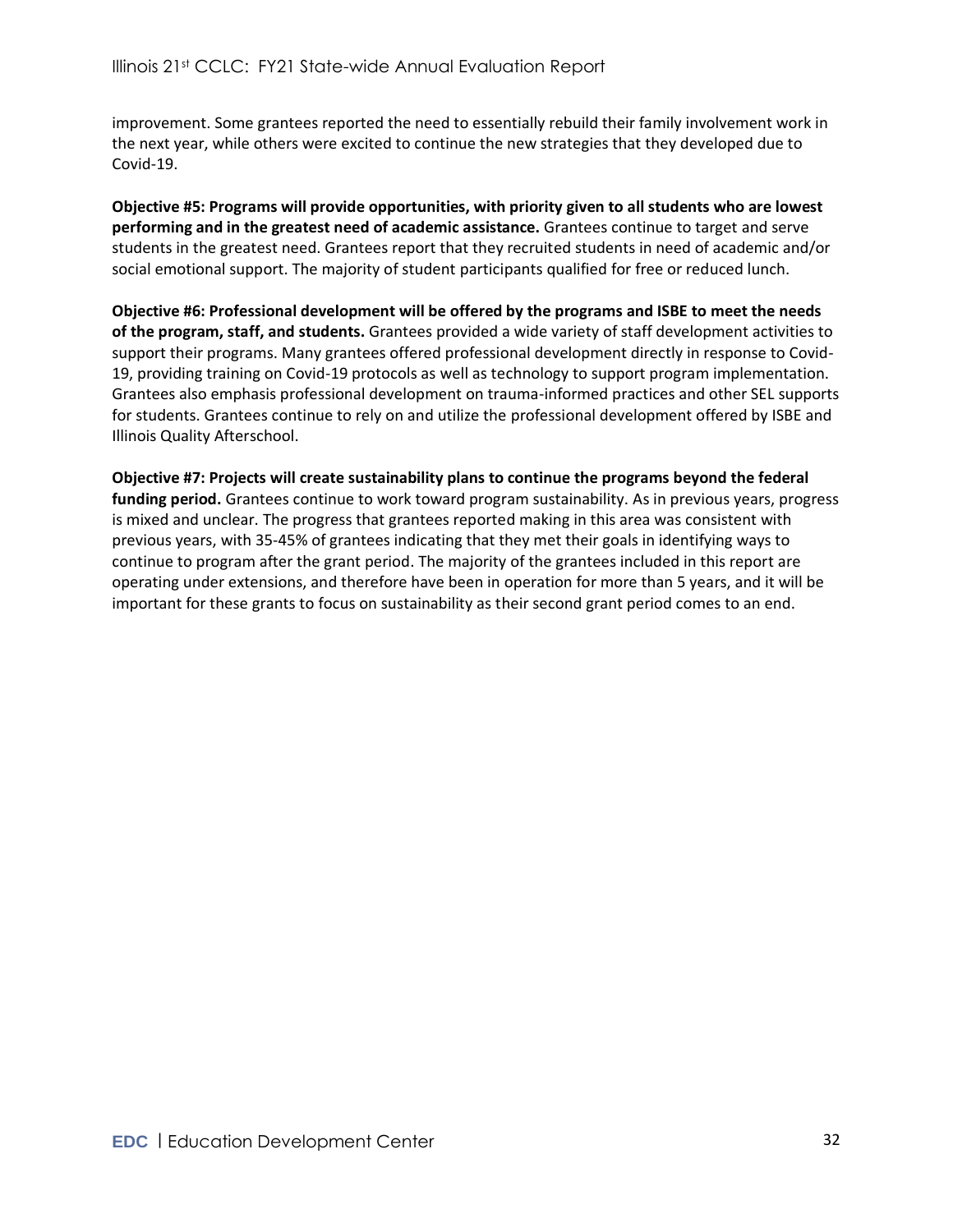improvement. Some grantees reported the need to essentially rebuild their family involvement work in the next year, while others were excited to continue the new strategies that they developed due to Covid-19.

**Objective #5: Programs will provide opportunities, with priority given to all students who are lowest performing and in the greatest need of academic assistance.** Grantees continue to target and serve students in the greatest need. Grantees report that they recruited students in need of academic and/or social emotional support. The majority of student participants qualified for free or reduced lunch.

**Objective #6: Professional development will be offered by the programs and ISBE to meet the needs of the program, staff, and students.** Grantees provided a wide variety of staff development activities to support their programs. Many grantees offered professional development directly in response to Covid-19, providing training on Covid-19 protocols as well as technology to support program implementation. Grantees also emphasis professional development on trauma-informed practices and other SEL supports for students. Grantees continue to rely on and utilize the professional development offered by ISBE and Illinois Quality Afterschool.

**Objective #7: Projects will create sustainability plans to continue the programs beyond the federal funding period.** Grantees continue to work toward program sustainability. As in previous years, progress is mixed and unclear. The progress that grantees reported making in this area was consistent with previous years, with 35-45% of grantees indicating that they met their goals in identifying ways to continue to program after the grant period. The majority of the grantees included in this report are operating under extensions, and therefore have been in operation for more than 5 years, and it will be important for these grants to focus on sustainability as their second grant period comes to an end.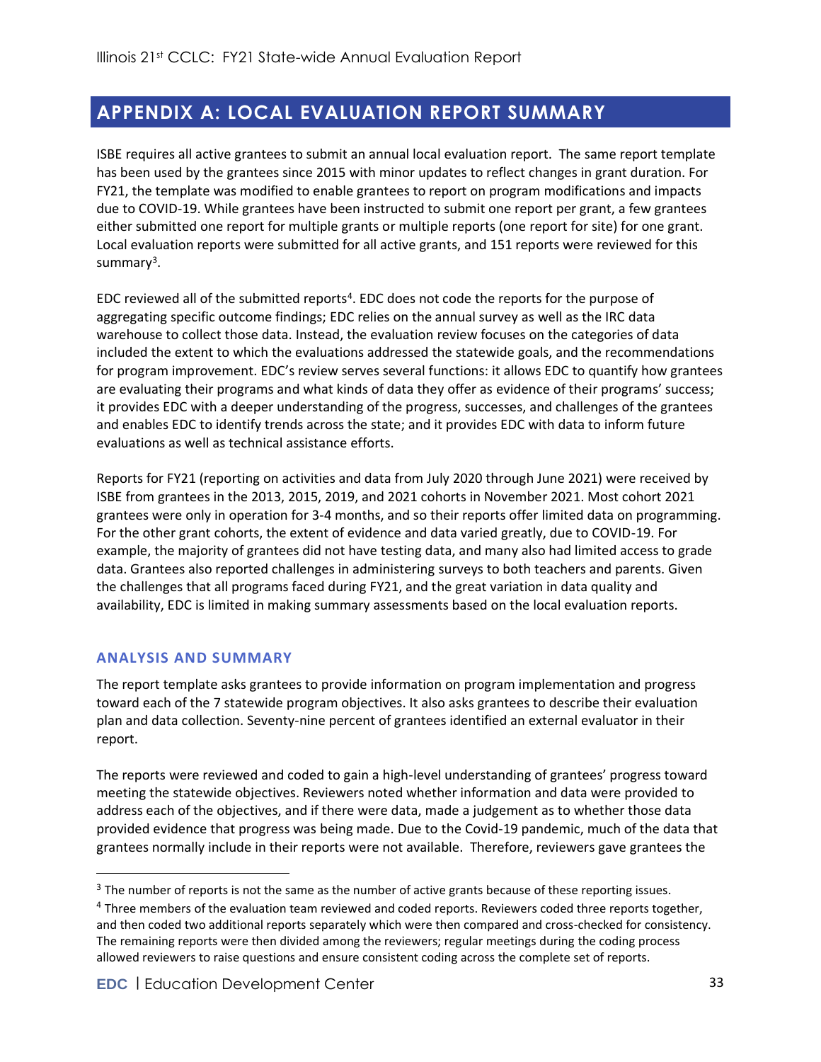# APPENDIX A: LOCAL EVALUATION REPORT SUMMARY

ISBE requires all active grantees to submit an annual local evaluation report. The same report template has been used by the grantees since 2015 with minor updates to reflect changes in grant duration. For FY21, the template was modified to enable grantees to report on program modifications and impacts due to COVID-19. While grantees have been instructed to submit one report per grant, a few grantees either submitted one report for multiple grants or multiple reports (one report for site) for one grant. Local evaluation reports were submitted for all active grants, and 151 reports were reviewed for this summary[3].

EDC reviewed all of the submitted reports[4]. EDC does not code the reports for the purpose of aggregating specific outcome findings; EDC relies on the annual survey as well as the IRC data warehouse to collect those data. Instead, the evaluation review focuses on the categories of data included the extent to which the evaluations addressed the statewide goals, and the recommendations for program improvement. EDC's review serves several functions: it allows EDC to quantify how grantees are evaluating their programs and what kinds of data they offer as evidence of their programs' success; it provides EDC with a deeper understanding of the progress, successes, and challenges of the grantees and enables EDC to identify trends across the state; and it provides EDC with data to inform future evaluations as well as technical assistance efforts.

Reports for FY21 (reporting on activities and data from July 2020 through June 2021) were received by ISBE from grantees in the 2013, 2015, 2019, and 2021 cohorts in November 2021. Most cohort 2021 grantees were only in operation for 3-4 months, and so their reports offer limited data on programming. For the other grant cohorts, the extent of evidence and data varied greatly, due to COVID-19. For example, the majority of grantees did not have testing data, and many also had limited access to grade data. Grantees also reported challenges in administering surveys to both teachers and parents. Given the challenges that all programs faced during FY21, and the great variation in data quality and availability, EDC is limited in making summary assessments based on the local evaluation reports.

## ANALYSIS AND SUMMARY

The report template asks grantees to provide information on program implementation and progress toward each of the 7 statewide program objectives. It also asks grantees to describe their evaluation plan and data collection. Seventy-nine percent of grantees identified an external evaluator in their report.

The reports were reviewed and coded to gain a high-level understanding of grantees' progress toward meeting the statewide objectives. Reviewers noted whether information and data were provided to address each of the objectives, and if there were data, made a judgement as to whether those data provided evidence that progress was being made. Due to the Covid-19 pandemic, much of the data that grantees normally include in their reports were not available. Therefore, reviewers gave grantees the

---

[3] The number of reports is not the same as the number of active grants because of these reporting issues.

[4] Three members of the evaluation team reviewed and coded reports. Reviewers coded three reports together, and then coded two additional reports separately which were then compared and cross-checked for consistency. The remaining reports were then divided among the reviewers; regular meetings during the coding process allowed reviewers to raise questions and ensure consistent coding across the complete set of reports.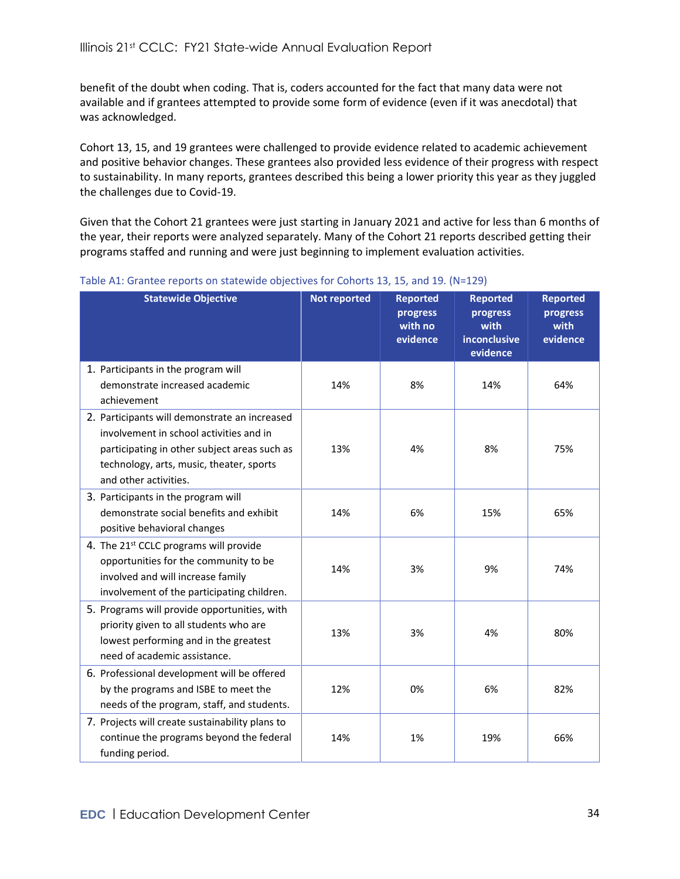benefit of the doubt when coding. That is, coders accounted for the fact that many data were not available and if grantees attempted to provide some form of evidence (even if it was anecdotal) that was acknowledged.

Cohort 13, 15, and 19 grantees were challenged to provide evidence related to academic achievement and positive behavior changes. These grantees also provided less evidence of their progress with respect to sustainability. In many reports, grantees described this being a lower priority this year as they juggled the challenges due to Covid-19.

Given that the Cohort 21 grantees were just starting in January 2021 and active for less than 6 months of the year, their reports were analyzed separately. Many of the Cohort 21 reports described getting their programs staffed and running and were just beginning to implement evaluation activities.

Table A1: Grantee reports on statewide objectives for Cohorts 13, 15, and 19. (N=129)

| Statewide Objective | Not reported | Reported progress with no evidence | Reported progress with inconclusive evidence | Reported progress with evidence |
|---|---|---|---|---|
| 1. Participants in the program will demonstrate increased academic achievement | 14% | 8% | 14% | 64% |
| 2. Participants will demonstrate an increased involvement in school activities and in participating in other subject areas such as technology, arts, music, theater, sports and other activities. | 13% | 4% | 8% | 75% |
| 3. Participants in the program will demonstrate social benefits and exhibit positive behavioral changes | 14% | 6% | 15% | 65% |
| 4. The 21st CCLC programs will provide opportunities for the community to be involved and will increase family involvement of the participating children. | 14% | 3% | 9% | 74% |
| 5. Programs will provide opportunities, with priority given to all students who are lowest performing and in the greatest need of academic assistance. | 13% | 3% | 4% | 80% |
| 6. Professional development will be offered by the programs and ISBE to meet the needs of the program, staff, and students. | 12% | 0% | 6% | 82% |
| 7. Projects will create sustainability plans to continue the programs beyond the federal funding period. | 14% | 1% | 19% | 66% |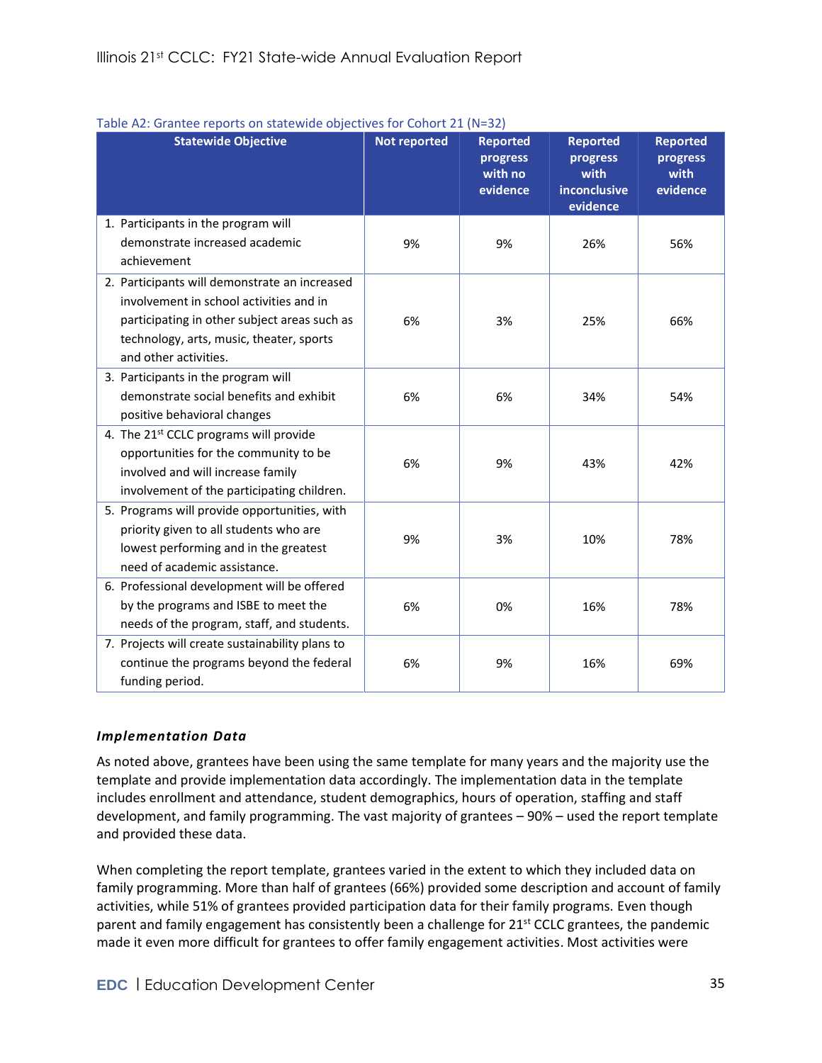Table A2: Grantee reports on statewide objectives for Cohort 21 (N=32)

| Statewide Objective | Not reported | Reported progress with no evidence | Reported progress with inconclusive evidence | Reported progress with evidence |
|---|---|---|---|---|
| 1. Participants in the program will demonstrate increased academic achievement | 9% | 9% | 26% | 56% |
| 2. Participants will demonstrate an increased involvement in school activities and in participating in other subject areas such as technology, arts, music, theater, sports and other activities. | 6% | 3% | 25% | 66% |
| 3. Participants in the program will demonstrate social benefits and exhibit positive behavioral changes | 6% | 6% | 34% | 54% |
| 4. The 21st CCLC programs will provide opportunities for the community to be involved and will increase family involvement of the participating children. | 6% | 9% | 43% | 42% |
| 5. Programs will provide opportunities, with priority given to all students who are lowest performing and in the greatest need of academic assistance. | 9% | 3% | 10% | 78% |
| 6. Professional development will be offered by the programs and ISBE to meet the needs of the program, staff, and students. | 6% | 0% | 16% | 78% |
| 7. Projects will create sustainability plans to continue the programs beyond the federal funding period. | 6% | 9% | 16% | 69% |

### *Implementation Data*

As noted above, grantees have been using the same template for many years and the majority use the template and provide implementation data accordingly. The implementation data in the template includes enrollment and attendance, student demographics, hours of operation, staffing and staff development, and family programming. The vast majority of grantees – 90% – used the report template and provided these data.

When completing the report template, grantees varied in the extent to which they included data on family programming. More than half of grantees (66%) provided some description and account of family activities, while 51% of grantees provided participation data for their family programs. Even though parent and family engagement has consistently been a challenge for 21st CCLC grantees, the pandemic made it even more difficult for grantees to offer family engagement activities. Most activities were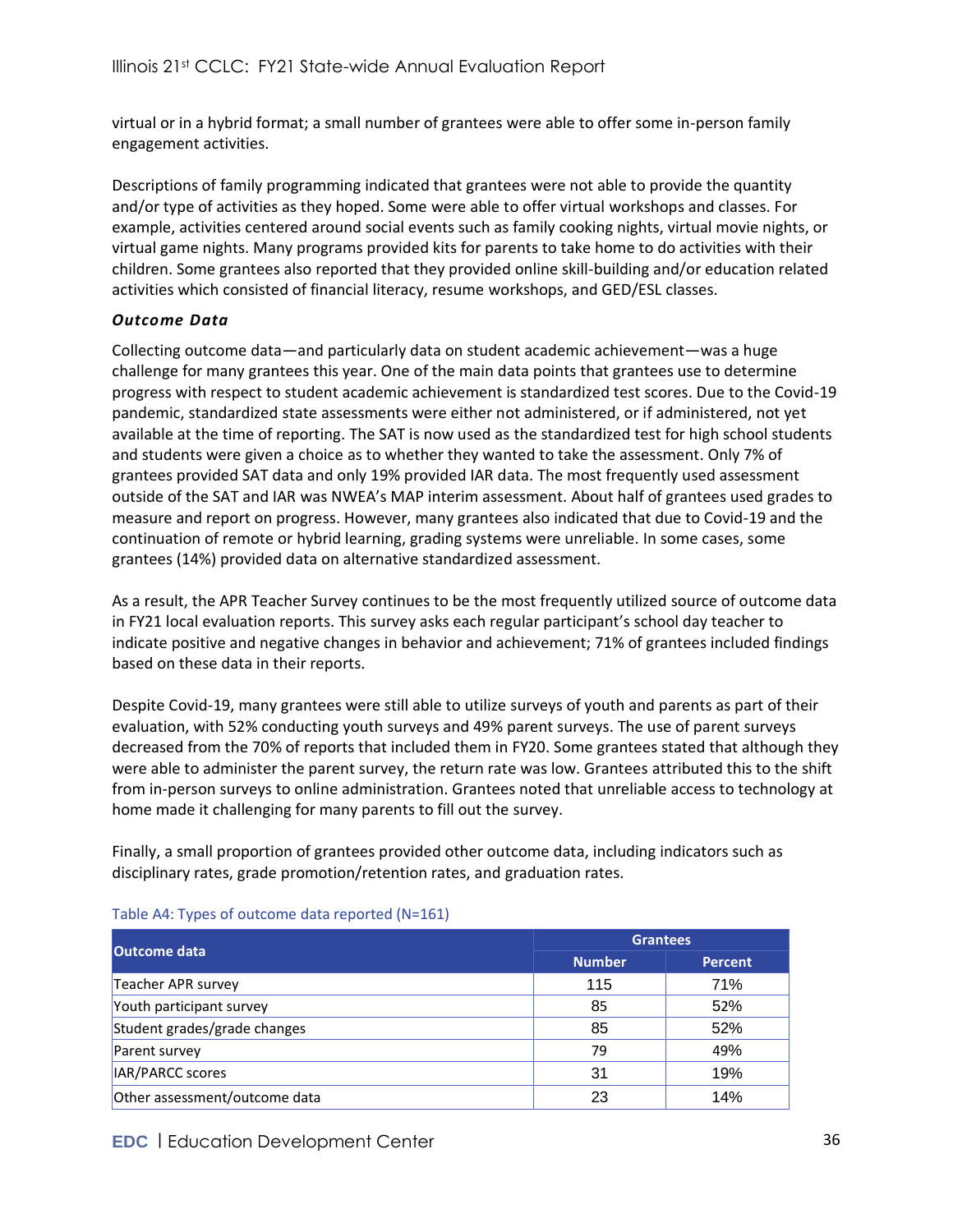virtual or in a hybrid format; a small number of grantees were able to offer some in-person family engagement activities.

Descriptions of family programming indicated that grantees were not able to provide the quantity and/or type of activities as they hoped. Some were able to offer virtual workshops and classes. For example, activities centered around social events such as family cooking nights, virtual movie nights, or virtual game nights. Many programs provided kits for parents to take home to do activities with their children. Some grantees also reported that they provided online skill-building and/or education related activities which consisted of financial literacy, resume workshops, and GED/ESL classes.

***Outcome Data***

Collecting outcome data—and particularly data on student academic achievement—was a huge challenge for many grantees this year. One of the main data points that grantees use to determine progress with respect to student academic achievement is standardized test scores. Due to the Covid-19 pandemic, standardized state assessments were either not administered, or if administered, not yet available at the time of reporting. The SAT is now used as the standardized test for high school students and students were given a choice as to whether they wanted to take the assessment. Only 7% of grantees provided SAT data and only 19% provided IAR data. The most frequently used assessment outside of the SAT and IAR was NWEA's MAP interim assessment. About half of grantees used grades to measure and report on progress. However, many grantees also indicated that due to Covid-19 and the continuation of remote or hybrid learning, grading systems were unreliable. In some cases, some grantees (14%) provided data on alternative standardized assessment.

As a result, the APR Teacher Survey continues to be the most frequently utilized source of outcome data in FY21 local evaluation reports. This survey asks each regular participant's school day teacher to indicate positive and negative changes in behavior and achievement; 71% of grantees included findings based on these data in their reports.

Despite Covid-19, many grantees were still able to utilize surveys of youth and parents as part of their evaluation, with 52% conducting youth surveys and 49% parent surveys. The use of parent surveys decreased from the 70% of reports that included them in FY20. Some grantees stated that although they were able to administer the parent survey, the return rate was low. Grantees attributed this to the shift from in-person surveys to online administration. Grantees noted that unreliable access to technology at home made it challenging for many parents to fill out the survey.

Finally, a small proportion of grantees provided other outcome data, including indicators such as disciplinary rates, grade promotion/retention rates, and graduation rates.

Table A4: Types of outcome data reported (N=161)

| Outcome data | Grantees | |
|---|---|---|
| | Number | Percent |
| Teacher APR survey | 115 | 71% |
| Youth participant survey | 85 | 52% |
| Student grades/grade changes | 85 | 52% |
| Parent survey | 79 | 49% |
| IAR/PARCC scores | 31 | 19% |
| Other assessment/outcome data | 23 | 14% |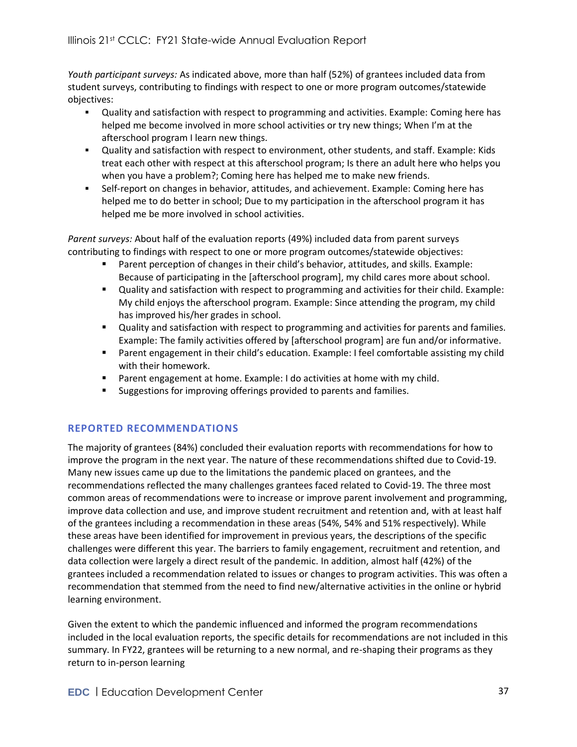*Youth participant surveys:* As indicated above, more than half (52%) of grantees included data from student surveys, contributing to findings with respect to one or more program outcomes/statewide objectives:

- Quality and satisfaction with respect to programming and activities. Example: Coming here has helped me become involved in more school activities or try new things; When I'm at the afterschool program I learn new things.
- Quality and satisfaction with respect to environment, other students, and staff. Example: Kids treat each other with respect at this afterschool program; Is there an adult here who helps you when you have a problem?; Coming here has helped me to make new friends.
- Self-report on changes in behavior, attitudes, and achievement. Example: Coming here has helped me to do better in school; Due to my participation in the afterschool program it has helped me be more involved in school activities.

*Parent surveys:* About half of the evaluation reports (49%) included data from parent surveys contributing to findings with respect to one or more program outcomes/statewide objectives:

- Parent perception of changes in their child's behavior, attitudes, and skills. Example: Because of participating in the [afterschool program], my child cares more about school.
- Quality and satisfaction with respect to programming and activities for their child. Example: My child enjoys the afterschool program. Example: Since attending the program, my child has improved his/her grades in school.
- Quality and satisfaction with respect to programming and activities for parents and families. Example: The family activities offered by [afterschool program] are fun and/or informative.
- Parent engagement in their child's education. Example: I feel comfortable assisting my child with their homework.
- Parent engagement at home. Example: I do activities at home with my child.
- Suggestions for improving offerings provided to parents and families.

## REPORTED RECOMMENDATIONS

The majority of grantees (84%) concluded their evaluation reports with recommendations for how to improve the program in the next year. The nature of these recommendations shifted due to Covid-19. Many new issues came up due to the limitations the pandemic placed on grantees, and the recommendations reflected the many challenges grantees faced related to Covid-19. The three most common areas of recommendations were to increase or improve parent involvement and programming, improve data collection and use, and improve student recruitment and retention and, with at least half of the grantees including a recommendation in these areas (54%, 54% and 51% respectively). While these areas have been identified for improvement in previous years, the descriptions of the specific challenges were different this year. The barriers to family engagement, recruitment and retention, and data collection were largely a direct result of the pandemic. In addition, almost half (42%) of the grantees included a recommendation related to issues or changes to program activities. This was often a recommendation that stemmed from the need to find new/alternative activities in the online or hybrid learning environment.

Given the extent to which the pandemic influenced and informed the program recommendations included in the local evaluation reports, the specific details for recommendations are not included in this summary. In FY22, grantees will be returning to a new normal, and re-shaping their programs as they return to in-person learning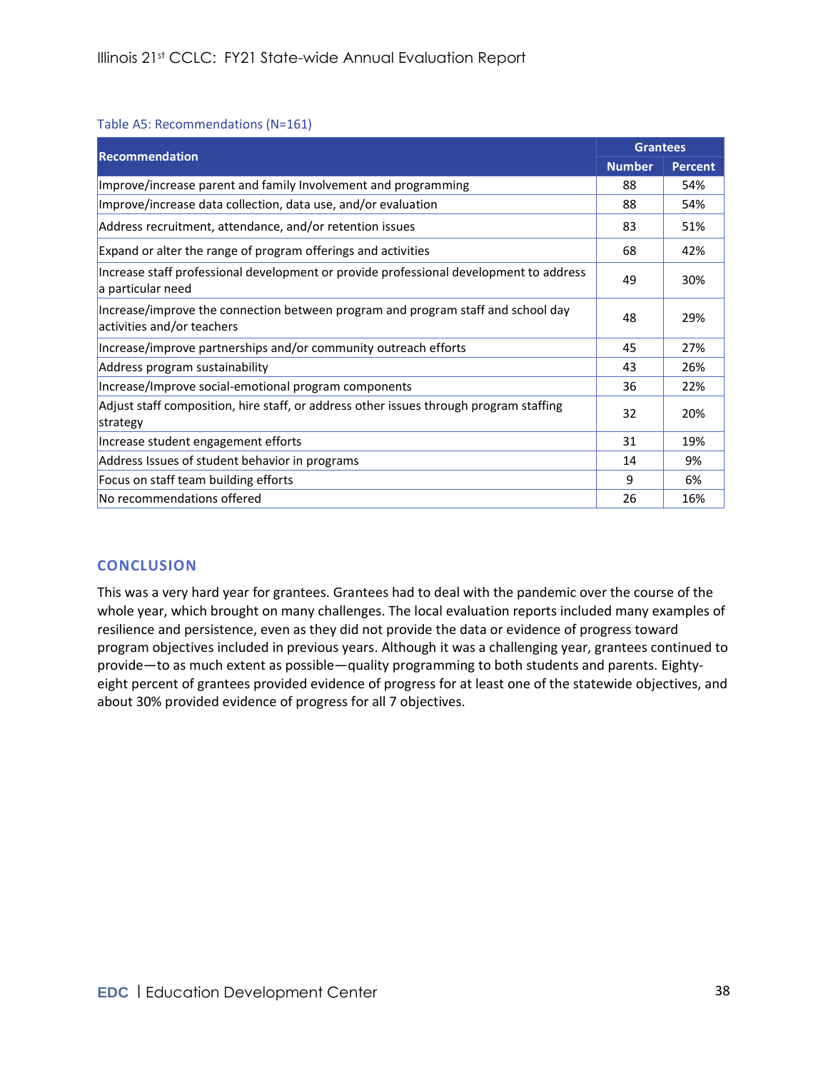Table A5: Recommendations (N=161)

| Recommendation | Grantees | |
|---|---|---|
| | Number | Percent |
| Improve/increase parent and family Involvement and programming | 88 | 54% |
| Improve/increase data collection, data use, and/or evaluation | 88 | 54% |
| Address recruitment, attendance, and/or retention issues | 83 | 51% |
| Expand or alter the range of program offerings and activities | 68 | 42% |
| Increase staff professional development or provide professional development to address a particular need | 49 | 30% |
| Increase/improve the connection between program and program staff and school day activities and/or teachers | 48 | 29% |
| Increase/improve partnerships and/or community outreach efforts | 45 | 27% |
| Address program sustainability | 43 | 26% |
| Increase/Improve social-emotional program components | 36 | 22% |
| Adjust staff composition, hire staff, or address other issues through program staffing strategy | 32 | 20% |
| Increase student engagement efforts | 31 | 19% |
| Address Issues of student behavior in programs | 14 | 9% |
| Focus on staff team building efforts | 9 | 6% |
| No recommendations offered | 26 | 16% |

## CONCLUSION

This was a very hard year for grantees. Grantees had to deal with the pandemic over the course of the whole year, which brought on many challenges. The local evaluation reports included many examples of resilience and persistence, even as they did not provide the data or evidence of progress toward program objectives included in previous years. Although it was a challenging year, grantees continued to provide—to as much extent as possible—quality programming to both students and parents. Eighty-eight percent of grantees provided evidence of progress for at least one of the statewide objectives, and about 30% provided evidence of progress for all 7 objectives.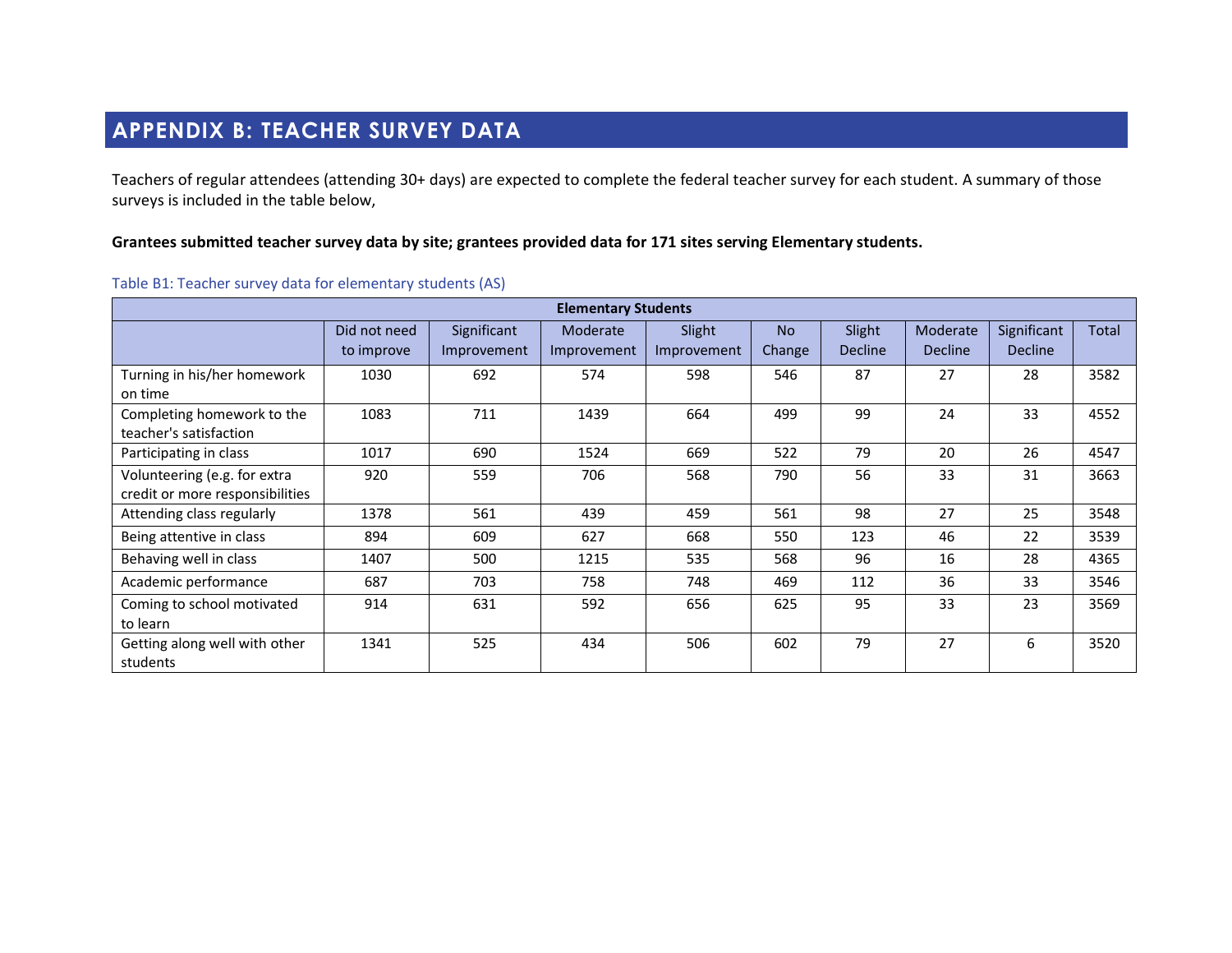# APPENDIX B: TEACHER SURVEY DATA

Teachers of regular attendees (attending 30+ days) are expected to complete the federal teacher survey for each student. A summary of those surveys is included in the table below,

**Grantees submitted teacher survey data by site; grantees provided data for 171 sites serving Elementary students.**

Table B1: Teacher survey data for elementary students (AS)

| Elementary Students | | | | | | | | | |
|---|---|---|---|---|---|---|---|---|---|
| | Did not need to improve | Significant Improvement | Moderate Improvement | Slight Improvement | No Change | Slight Decline | Moderate Decline | Significant Decline | Total |
| Turning in his/her homework on time | 1030 | 692 | 574 | 598 | 546 | 87 | 27 | 28 | 3582 |
| Completing homework to the teacher's satisfaction | 1083 | 711 | 1439 | 664 | 499 | 99 | 24 | 33 | 4552 |
| Participating in class | 1017 | 690 | 1524 | 669 | 522 | 79 | 20 | 26 | 4547 |
| Volunteering (e.g. for extra credit or more responsibilities | 920 | 559 | 706 | 568 | 790 | 56 | 33 | 31 | 3663 |
| Attending class regularly | 1378 | 561 | 439 | 459 | 561 | 98 | 27 | 25 | 3548 |
| Being attentive in class | 894 | 609 | 627 | 668 | 550 | 123 | 46 | 22 | 3539 |
| Behaving well in class | 1407 | 500 | 1215 | 535 | 568 | 96 | 16 | 28 | 4365 |
| Academic performance | 687 | 703 | 758 | 748 | 469 | 112 | 36 | 33 | 3546 |
| Coming to school motivated to learn | 914 | 631 | 592 | 656 | 625 | 95 | 33 | 23 | 3569 |
| Getting along well with other students | 1341 | 525 | 434 | 506 | 602 | 79 | 27 | 6 | 3520 |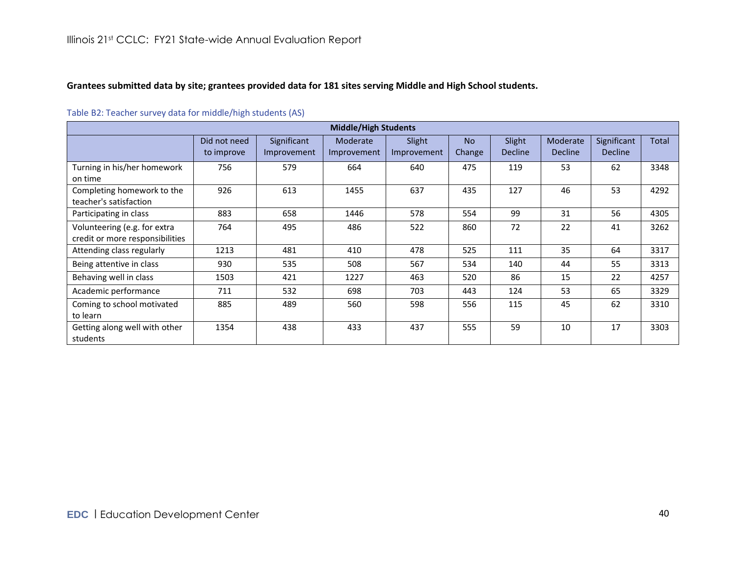**Grantees submitted data by site; grantees provided data for 181 sites serving Middle and High School students.**

Table B2: Teacher survey data for middle/high students (AS)

| Middle/High Students | | | | | | | | | |
|---|---|---|---|---|---|---|---|---|---|
| | Did not need to improve | Significant Improvement | Moderate Improvement | Slight Improvement | No Change | Slight Decline | Moderate Decline | Significant Decline | Total |
| Turning in his/her homework on time | 756 | 579 | 664 | 640 | 475 | 119 | 53 | 62 | 3348 |
| Completing homework to the teacher's satisfaction | 926 | 613 | 1455 | 637 | 435 | 127 | 46 | 53 | 4292 |
| Participating in class | 883 | 658 | 1446 | 578 | 554 | 99 | 31 | 56 | 4305 |
| Volunteering (e.g. for extra credit or more responsibilities | 764 | 495 | 486 | 522 | 860 | 72 | 22 | 41 | 3262 |
| Attending class regularly | 1213 | 481 | 410 | 478 | 525 | 111 | 35 | 64 | 3317 |
| Being attentive in class | 930 | 535 | 508 | 567 | 534 | 140 | 44 | 55 | 3313 |
| Behaving well in class | 1503 | 421 | 1227 | 463 | 520 | 86 | 15 | 22 | 4257 |
| Academic performance | 711 | 532 | 698 | 703 | 443 | 124 | 53 | 65 | 3329 |
| Coming to school motivated to learn | 885 | 489 | 560 | 598 | 556 | 115 | 45 | 62 | 3310 |
| Getting along well with other students | 1354 | 438 | 433 | 437 | 555 | 59 | 10 | 17 | 3303 |